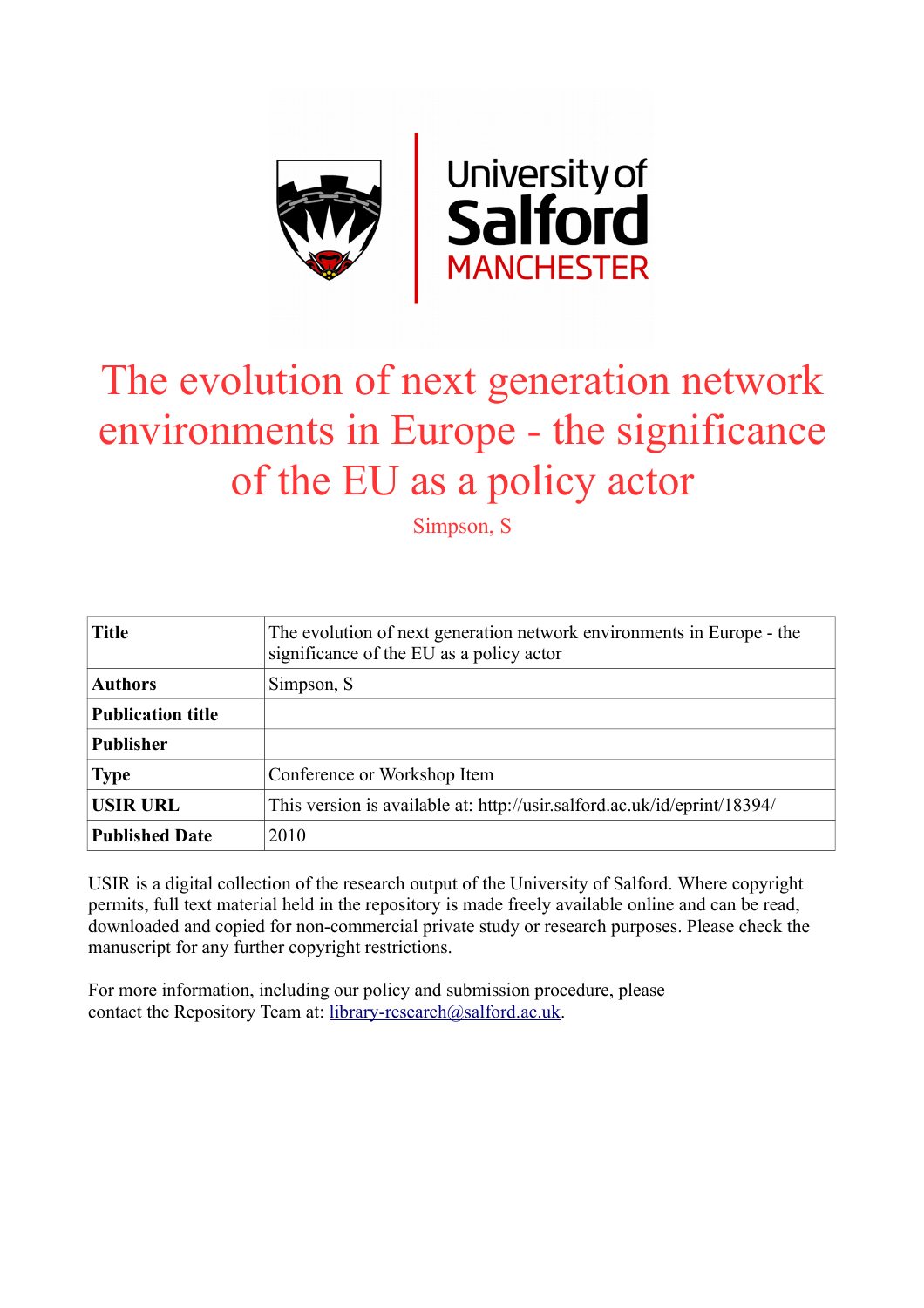University of Salford MANCHESTER

# The evolution of next generation network environments in Europe - the significance of the EU as a policy actor

Simpson, S

| **Title** | The evolution of next generation network environments in Europe - the significance of the EU as a policy actor |
|---|---|
| **Authors** | Simpson, S |
| **Publication title** | |
| **Publisher** | |
| **Type** | Conference or Workshop Item |
| **USIR URL** | This version is available at: http://usir.salford.ac.uk/id/eprint/18394/ |
| **Published Date** | 2010 |

USIR is a digital collection of the research output of the University of Salford. Where copyright permits, full text material held in the repository is made freely available online and can be read, downloaded and copied for non-commercial private study or research purposes. Please check the manuscript for any further copyright restrictions.

For more information, including our policy and submission procedure, please contact the Repository Team at: library-research@salford.ac.uk.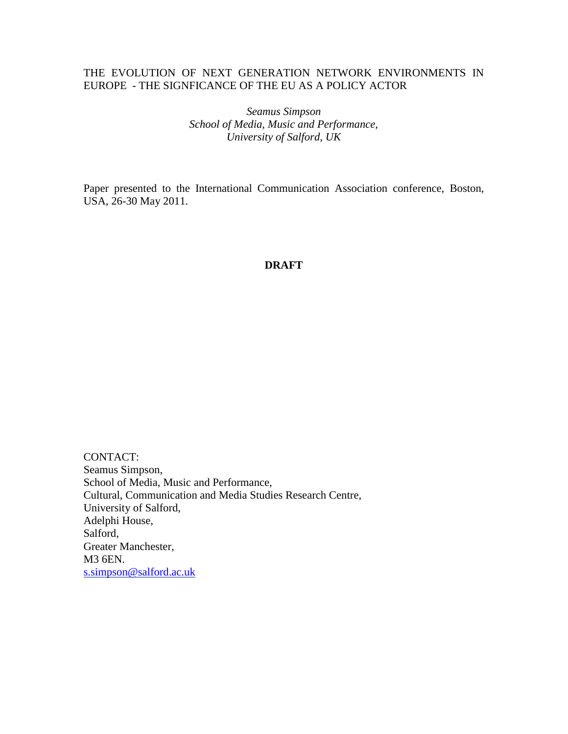THE EVOLUTION OF NEXT GENERATION NETWORK ENVIRONMENTS IN EUROPE - THE SIGNFICANCE OF THE EU AS A POLICY ACTOR

*Seamus Simpson*
*School of Media, Music and Performance,*
*University of Salford, UK*

Paper presented to the International Communication Association conference, Boston, USA, 26-30 May 2011.

**DRAFT**

CONTACT:
Seamus Simpson,
School of Media, Music and Performance,
Cultural, Communication and Media Studies Research Centre,
University of Salford,
Adelphi House,
Salford,
Greater Manchester,
M3 6EN.
s.simpson@salford.ac.uk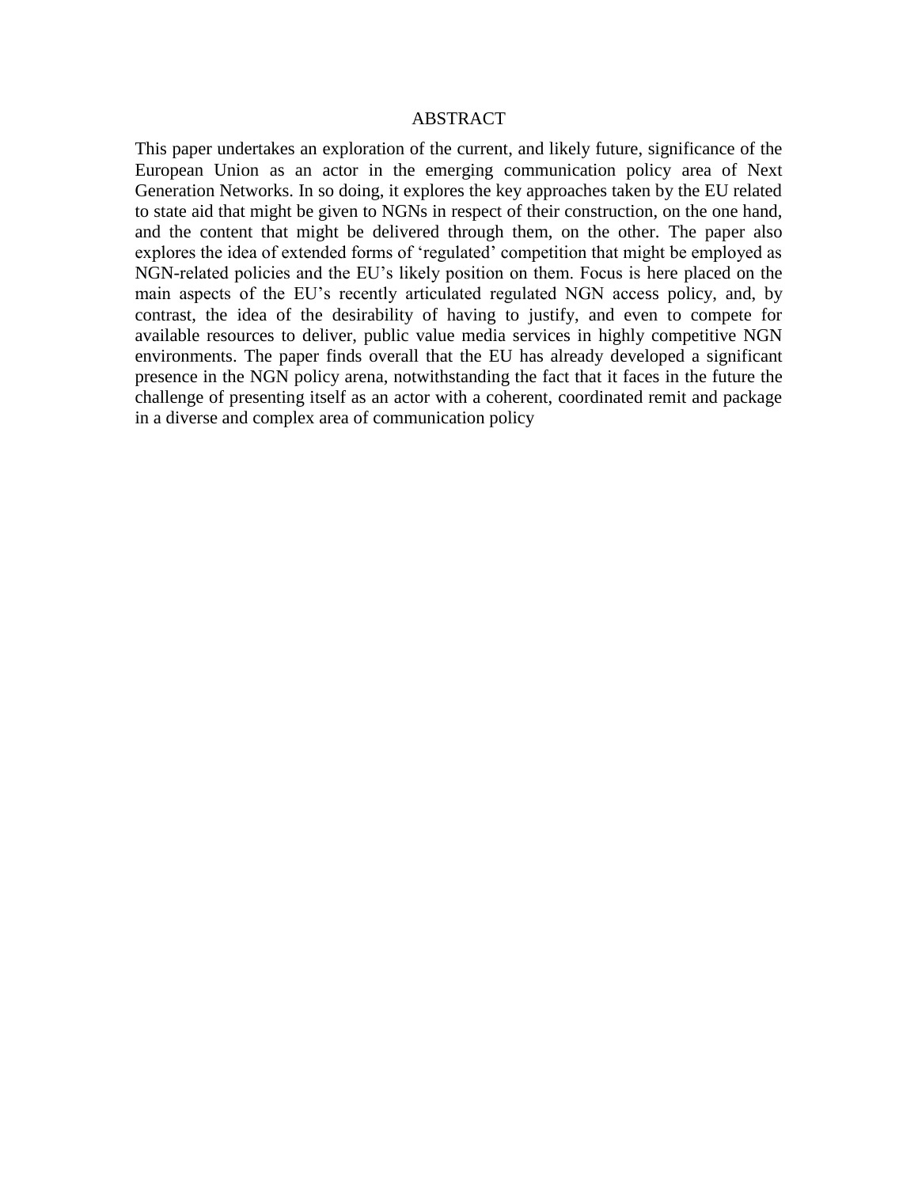# ABSTRACT

This paper undertakes an exploration of the current, and likely future, significance of the European Union as an actor in the emerging communication policy area of Next Generation Networks. In so doing, it explores the key approaches taken by the EU related to state aid that might be given to NGNs in respect of their construction, on the one hand, and the content that might be delivered through them, on the other. The paper also explores the idea of extended forms of 'regulated' competition that might be employed as NGN-related policies and the EU's likely position on them. Focus is here placed on the main aspects of the EU's recently articulated regulated NGN access policy, and, by contrast, the idea of the desirability of having to justify, and even to compete for available resources to deliver, public value media services in highly competitive NGN environments. The paper finds overall that the EU has already developed a significant presence in the NGN policy arena, notwithstanding the fact that it faces in the future the challenge of presenting itself as an actor with a coherent, coordinated remit and package in a diverse and complex area of communication policy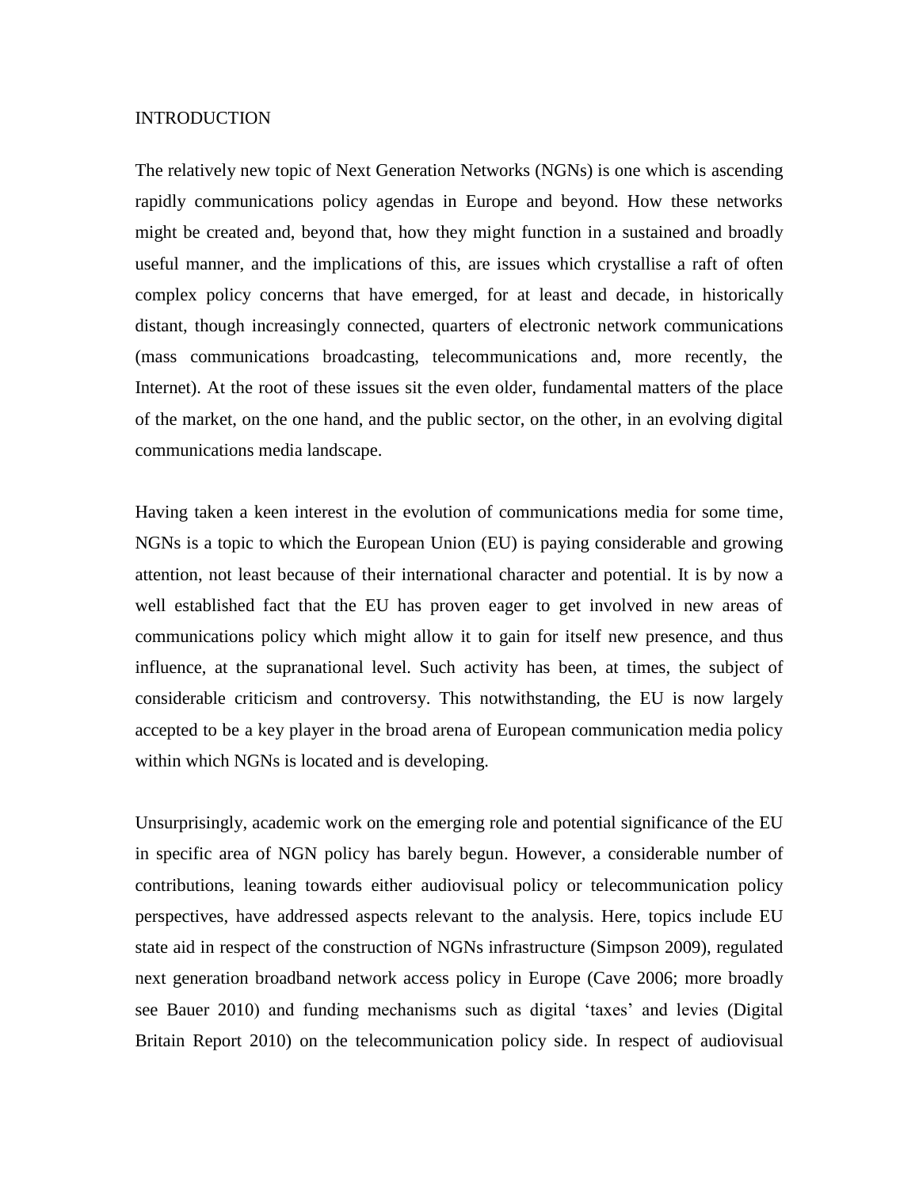## INTRODUCTION

The relatively new topic of Next Generation Networks (NGNs) is one which is ascending rapidly communications policy agendas in Europe and beyond. How these networks might be created and, beyond that, how they might function in a sustained and broadly useful manner, and the implications of this, are issues which crystallise a raft of often complex policy concerns that have emerged, for at least and decade, in historically distant, though increasingly connected, quarters of electronic network communications (mass communications broadcasting, telecommunications and, more recently, the Internet). At the root of these issues sit the even older, fundamental matters of the place of the market, on the one hand, and the public sector, on the other, in an evolving digital communications media landscape.

Having taken a keen interest in the evolution of communications media for some time, NGNs is a topic to which the European Union (EU) is paying considerable and growing attention, not least because of their international character and potential. It is by now a well established fact that the EU has proven eager to get involved in new areas of communications policy which might allow it to gain for itself new presence, and thus influence, at the supranational level. Such activity has been, at times, the subject of considerable criticism and controversy. This notwithstanding, the EU is now largely accepted to be a key player in the broad arena of European communication media policy within which NGNs is located and is developing.

Unsurprisingly, academic work on the emerging role and potential significance of the EU in specific area of NGN policy has barely begun. However, a considerable number of contributions, leaning towards either audiovisual policy or telecommunication policy perspectives, have addressed aspects relevant to the analysis. Here, topics include EU state aid in respect of the construction of NGNs infrastructure (Simpson 2009), regulated next generation broadband network access policy in Europe (Cave 2006; more broadly see Bauer 2010) and funding mechanisms such as digital 'taxes' and levies (Digital Britain Report 2010) on the telecommunication policy side. In respect of audiovisual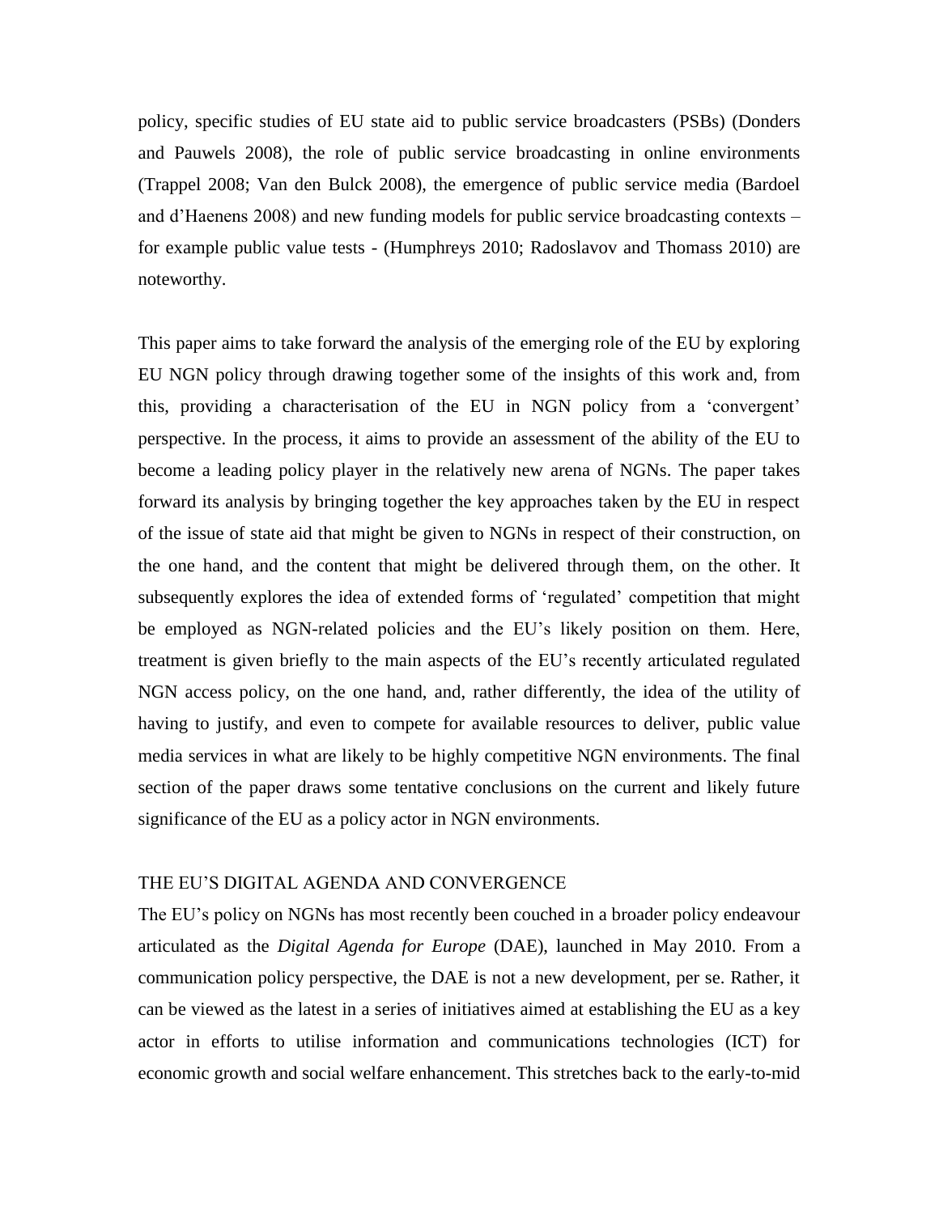policy, specific studies of EU state aid to public service broadcasters (PSBs) (Donders and Pauwels 2008), the role of public service broadcasting in online environments (Trappel 2008; Van den Bulck 2008), the emergence of public service media (Bardoel and d'Haenens 2008) and new funding models for public service broadcasting contexts – for example public value tests - (Humphreys 2010; Radoslavov and Thomass 2010) are noteworthy.

This paper aims to take forward the analysis of the emerging role of the EU by exploring EU NGN policy through drawing together some of the insights of this work and, from this, providing a characterisation of the EU in NGN policy from a 'convergent' perspective. In the process, it aims to provide an assessment of the ability of the EU to become a leading policy player in the relatively new arena of NGNs. The paper takes forward its analysis by bringing together the key approaches taken by the EU in respect of the issue of state aid that might be given to NGNs in respect of their construction, on the one hand, and the content that might be delivered through them, on the other. It subsequently explores the idea of extended forms of 'regulated' competition that might be employed as NGN-related policies and the EU's likely position on them. Here, treatment is given briefly to the main aspects of the EU's recently articulated regulated NGN access policy, on the one hand, and, rather differently, the idea of the utility of having to justify, and even to compete for available resources to deliver, public value media services in what are likely to be highly competitive NGN environments. The final section of the paper draws some tentative conclusions on the current and likely future significance of the EU as a policy actor in NGN environments.

## THE EU'S DIGITAL AGENDA AND CONVERGENCE

The EU's policy on NGNs has most recently been couched in a broader policy endeavour articulated as the *Digital Agenda for Europe* (DAE), launched in May 2010. From a communication policy perspective, the DAE is not a new development, per se. Rather, it can be viewed as the latest in a series of initiatives aimed at establishing the EU as a key actor in efforts to utilise information and communications technologies (ICT) for economic growth and social welfare enhancement. This stretches back to the early-to-mid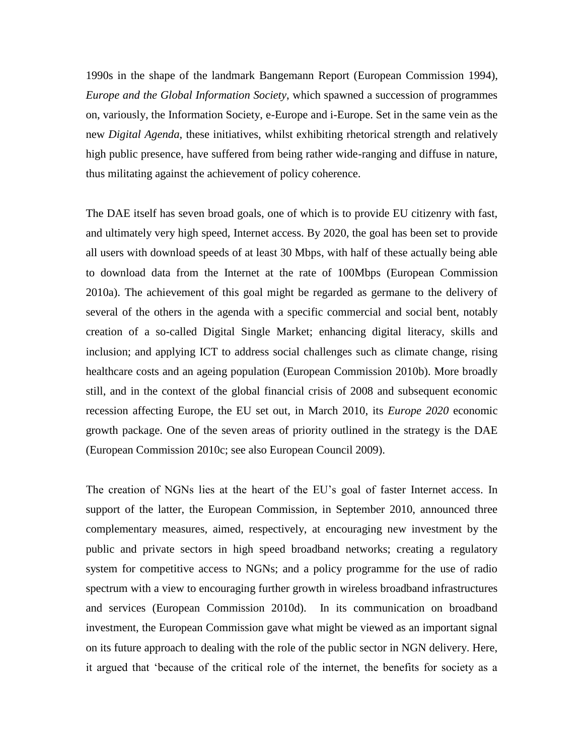1990s in the shape of the landmark Bangemann Report (European Commission 1994), *Europe and the Global Information Society*, which spawned a succession of programmes on, variously, the Information Society, e-Europe and i-Europe. Set in the same vein as the new *Digital Agenda*, these initiatives, whilst exhibiting rhetorical strength and relatively high public presence, have suffered from being rather wide-ranging and diffuse in nature, thus militating against the achievement of policy coherence.

The DAE itself has seven broad goals, one of which is to provide EU citizenry with fast, and ultimately very high speed, Internet access. By 2020, the goal has been set to provide all users with download speeds of at least 30 Mbps, with half of these actually being able to download data from the Internet at the rate of 100Mbps (European Commission 2010a). The achievement of this goal might be regarded as germane to the delivery of several of the others in the agenda with a specific commercial and social bent, notably creation of a so-called Digital Single Market; enhancing digital literacy, skills and inclusion; and applying ICT to address social challenges such as climate change, rising healthcare costs and an ageing population (European Commission 2010b). More broadly still, and in the context of the global financial crisis of 2008 and subsequent economic recession affecting Europe, the EU set out, in March 2010, its *Europe 2020* economic growth package. One of the seven areas of priority outlined in the strategy is the DAE (European Commission 2010c; see also European Council 2009).

The creation of NGNs lies at the heart of the EU's goal of faster Internet access. In support of the latter, the European Commission, in September 2010, announced three complementary measures, aimed, respectively, at encouraging new investment by the public and private sectors in high speed broadband networks; creating a regulatory system for competitive access to NGNs; and a policy programme for the use of radio spectrum with a view to encouraging further growth in wireless broadband infrastructures and services (European Commission 2010d). In its communication on broadband investment, the European Commission gave what might be viewed as an important signal on its future approach to dealing with the role of the public sector in NGN delivery. Here, it argued that 'because of the critical role of the internet, the benefits for society as a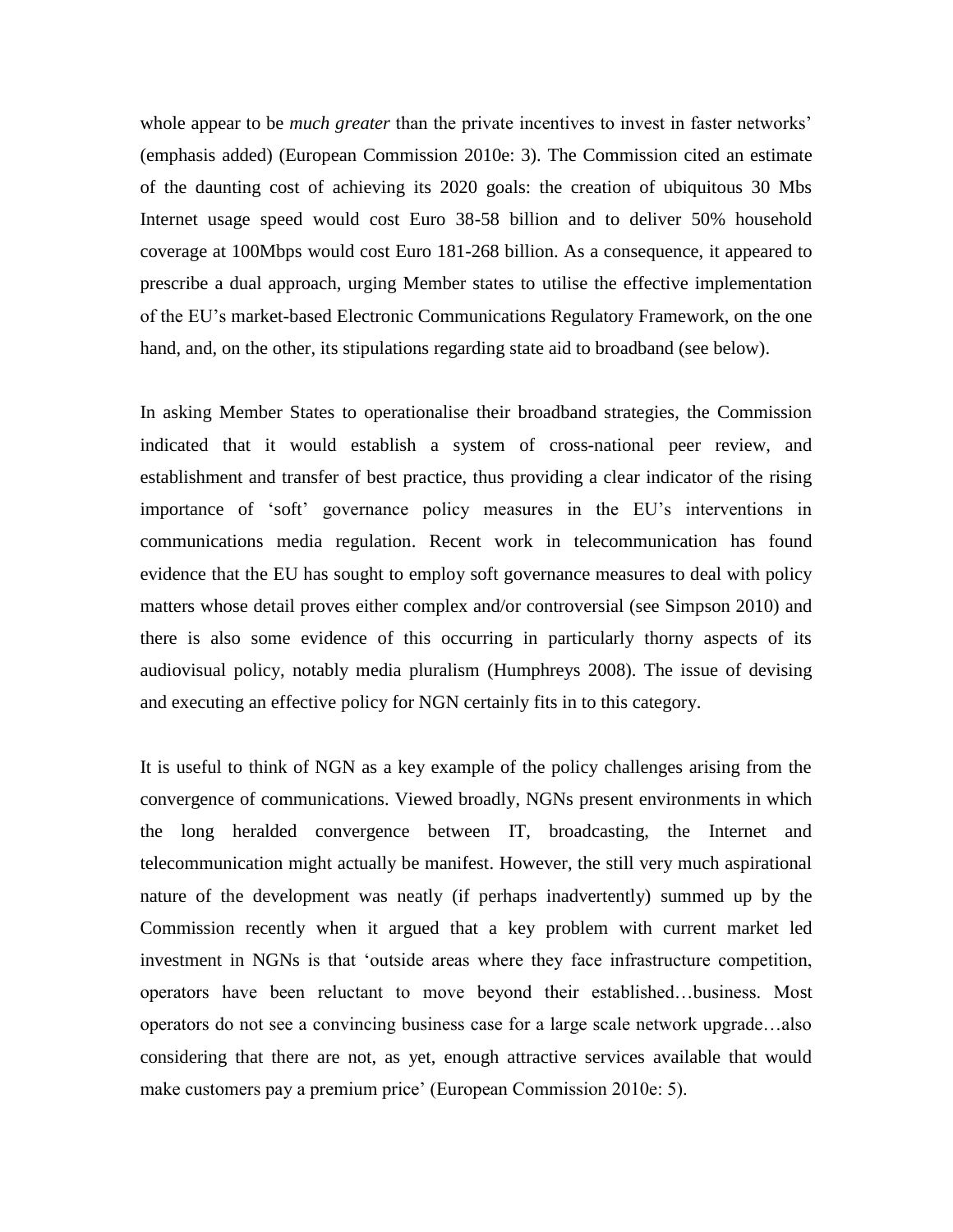whole appear to be *much greater* than the private incentives to invest in faster networks' (emphasis added) (European Commission 2010e: 3). The Commission cited an estimate of the daunting cost of achieving its 2020 goals: the creation of ubiquitous 30 Mbs Internet usage speed would cost Euro 38-58 billion and to deliver 50% household coverage at 100Mbps would cost Euro 181-268 billion. As a consequence, it appeared to prescribe a dual approach, urging Member states to utilise the effective implementation of the EU's market-based Electronic Communications Regulatory Framework, on the one hand, and, on the other, its stipulations regarding state aid to broadband (see below).

In asking Member States to operationalise their broadband strategies, the Commission indicated that it would establish a system of cross-national peer review, and establishment and transfer of best practice, thus providing a clear indicator of the rising importance of 'soft' governance policy measures in the EU's interventions in communications media regulation. Recent work in telecommunication has found evidence that the EU has sought to employ soft governance measures to deal with policy matters whose detail proves either complex and/or controversial (see Simpson 2010) and there is also some evidence of this occurring in particularly thorny aspects of its audiovisual policy, notably media pluralism (Humphreys 2008). The issue of devising and executing an effective policy for NGN certainly fits in to this category.

It is useful to think of NGN as a key example of the policy challenges arising from the convergence of communications. Viewed broadly, NGNs present environments in which the long heralded convergence between IT, broadcasting, the Internet and telecommunication might actually be manifest. However, the still very much aspirational nature of the development was neatly (if perhaps inadvertently) summed up by the Commission recently when it argued that a key problem with current market led investment in NGNs is that 'outside areas where they face infrastructure competition, operators have been reluctant to move beyond their established…business. Most operators do not see a convincing business case for a large scale network upgrade…also considering that there are not, as yet, enough attractive services available that would make customers pay a premium price' (European Commission 2010e: 5).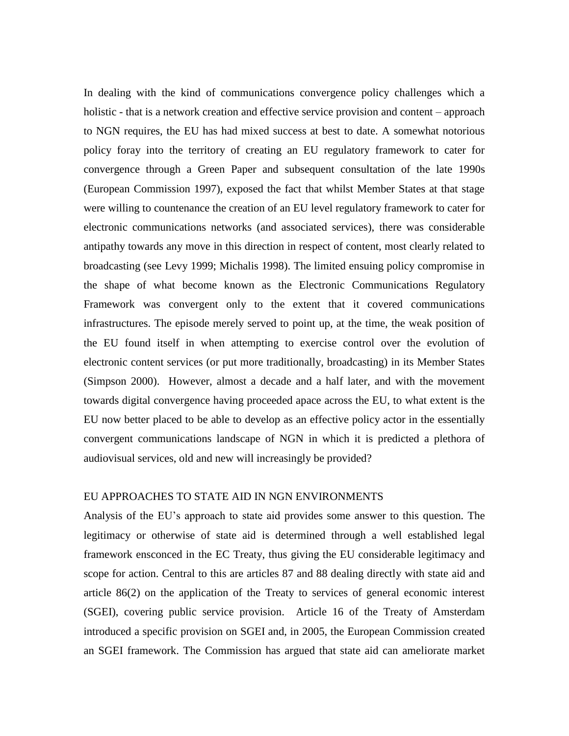In dealing with the kind of communications convergence policy challenges which a holistic - that is a network creation and effective service provision and content – approach to NGN requires, the EU has had mixed success at best to date. A somewhat notorious policy foray into the territory of creating an EU regulatory framework to cater for convergence through a Green Paper and subsequent consultation of the late 1990s (European Commission 1997), exposed the fact that whilst Member States at that stage were willing to countenance the creation of an EU level regulatory framework to cater for electronic communications networks (and associated services), there was considerable antipathy towards any move in this direction in respect of content, most clearly related to broadcasting (see Levy 1999; Michalis 1998). The limited ensuing policy compromise in the shape of what become known as the Electronic Communications Regulatory Framework was convergent only to the extent that it covered communications infrastructures. The episode merely served to point up, at the time, the weak position of the EU found itself in when attempting to exercise control over the evolution of electronic content services (or put more traditionally, broadcasting) in its Member States (Simpson 2000). However, almost a decade and a half later, and with the movement towards digital convergence having proceeded apace across the EU, to what extent is the EU now better placed to be able to develop as an effective policy actor in the essentially convergent communications landscape of NGN in which it is predicted a plethora of audiovisual services, old and new will increasingly be provided?

## EU APPROACHES TO STATE AID IN NGN ENVIRONMENTS

Analysis of the EU's approach to state aid provides some answer to this question. The legitimacy or otherwise of state aid is determined through a well established legal framework ensconced in the EC Treaty, thus giving the EU considerable legitimacy and scope for action. Central to this are articles 87 and 88 dealing directly with state aid and article 86(2) on the application of the Treaty to services of general economic interest (SGEI), covering public service provision. Article 16 of the Treaty of Amsterdam introduced a specific provision on SGEI and, in 2005, the European Commission created an SGEI framework. The Commission has argued that state aid can ameliorate market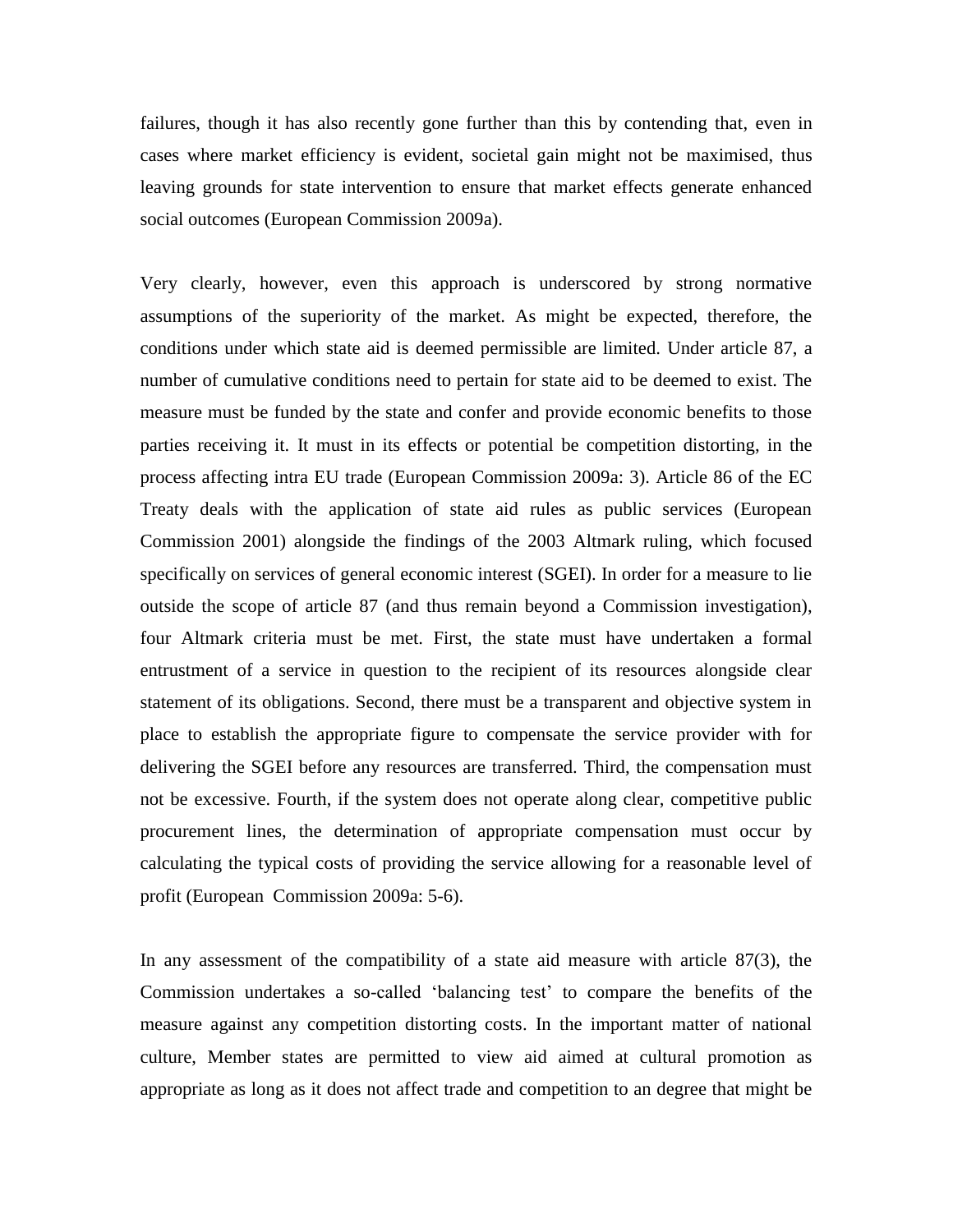failures, though it has also recently gone further than this by contending that, even in cases where market efficiency is evident, societal gain might not be maximised, thus leaving grounds for state intervention to ensure that market effects generate enhanced social outcomes (European Commission 2009a).

Very clearly, however, even this approach is underscored by strong normative assumptions of the superiority of the market. As might be expected, therefore, the conditions under which state aid is deemed permissible are limited. Under article 87, a number of cumulative conditions need to pertain for state aid to be deemed to exist. The measure must be funded by the state and confer and provide economic benefits to those parties receiving it. It must in its effects or potential be competition distorting, in the process affecting intra EU trade (European Commission 2009a: 3). Article 86 of the EC Treaty deals with the application of state aid rules as public services (European Commission 2001) alongside the findings of the 2003 Altmark ruling, which focused specifically on services of general economic interest (SGEI). In order for a measure to lie outside the scope of article 87 (and thus remain beyond a Commission investigation), four Altmark criteria must be met. First, the state must have undertaken a formal entrustment of a service in question to the recipient of its resources alongside clear statement of its obligations. Second, there must be a transparent and objective system in place to establish the appropriate figure to compensate the service provider with for delivering the SGEI before any resources are transferred. Third, the compensation must not be excessive. Fourth, if the system does not operate along clear, competitive public procurement lines, the determination of appropriate compensation must occur by calculating the typical costs of providing the service allowing for a reasonable level of profit (European Commission 2009a: 5-6).

In any assessment of the compatibility of a state aid measure with article 87(3), the Commission undertakes a so-called 'balancing test' to compare the benefits of the measure against any competition distorting costs. In the important matter of national culture, Member states are permitted to view aid aimed at cultural promotion as appropriate as long as it does not affect trade and competition to an degree that might be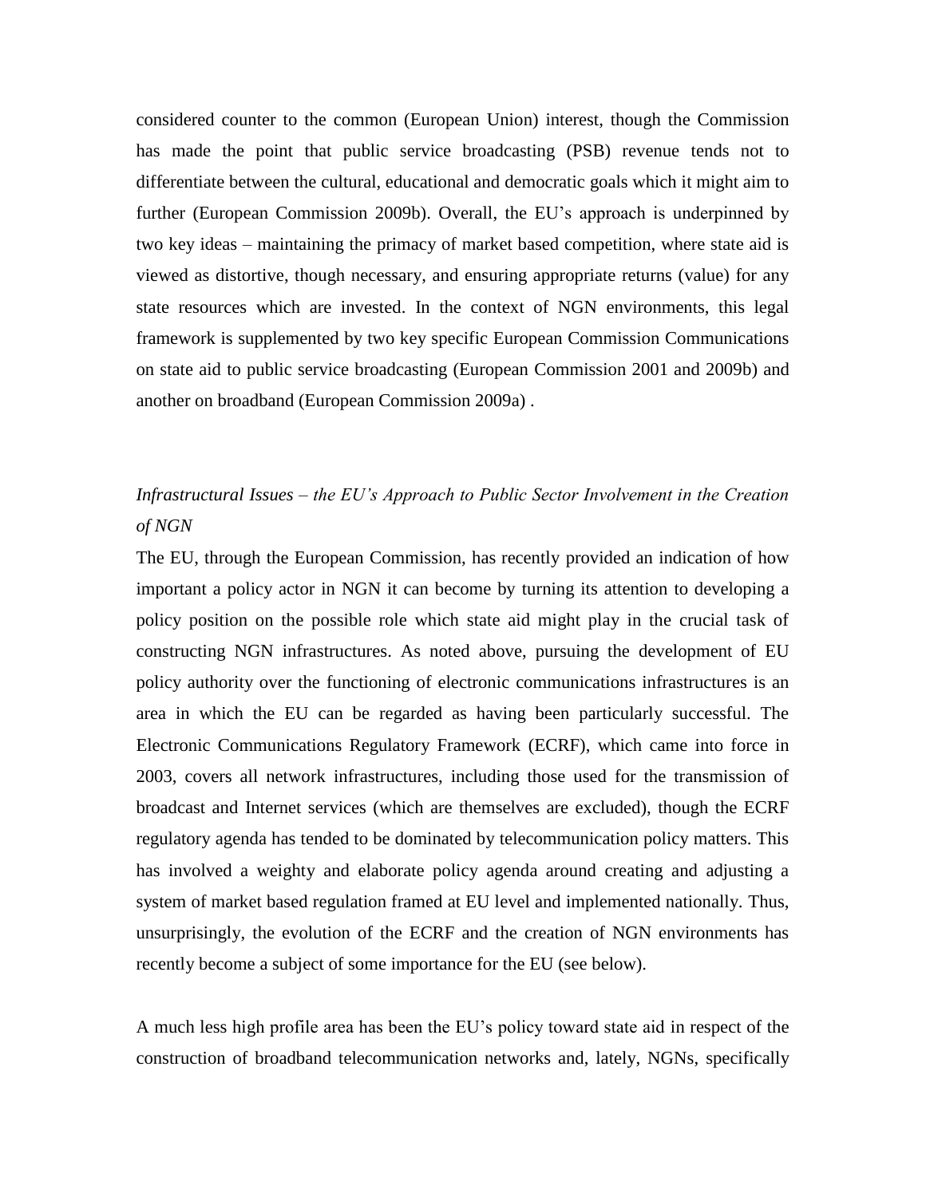considered counter to the common (European Union) interest, though the Commission has made the point that public service broadcasting (PSB) revenue tends not to differentiate between the cultural, educational and democratic goals which it might aim to further (European Commission 2009b). Overall, the EU's approach is underpinned by two key ideas – maintaining the primacy of market based competition, where state aid is viewed as distortive, though necessary, and ensuring appropriate returns (value) for any state resources which are invested. In the context of NGN environments, this legal framework is supplemented by two key specific European Commission Communications on state aid to public service broadcasting (European Commission 2001 and 2009b) and another on broadband (European Commission 2009a) .

### *Infrastructural Issues – the EU's Approach to Public Sector Involvement in the Creation of NGN*

The EU, through the European Commission, has recently provided an indication of how important a policy actor in NGN it can become by turning its attention to developing a policy position on the possible role which state aid might play in the crucial task of constructing NGN infrastructures. As noted above, pursuing the development of EU policy authority over the functioning of electronic communications infrastructures is an area in which the EU can be regarded as having been particularly successful. The Electronic Communications Regulatory Framework (ECRF), which came into force in 2003, covers all network infrastructures, including those used for the transmission of broadcast and Internet services (which are themselves are excluded), though the ECRF regulatory agenda has tended to be dominated by telecommunication policy matters. This has involved a weighty and elaborate policy agenda around creating and adjusting a system of market based regulation framed at EU level and implemented nationally. Thus, unsurprisingly, the evolution of the ECRF and the creation of NGN environments has recently become a subject of some importance for the EU (see below).

A much less high profile area has been the EU's policy toward state aid in respect of the construction of broadband telecommunication networks and, lately, NGNs, specifically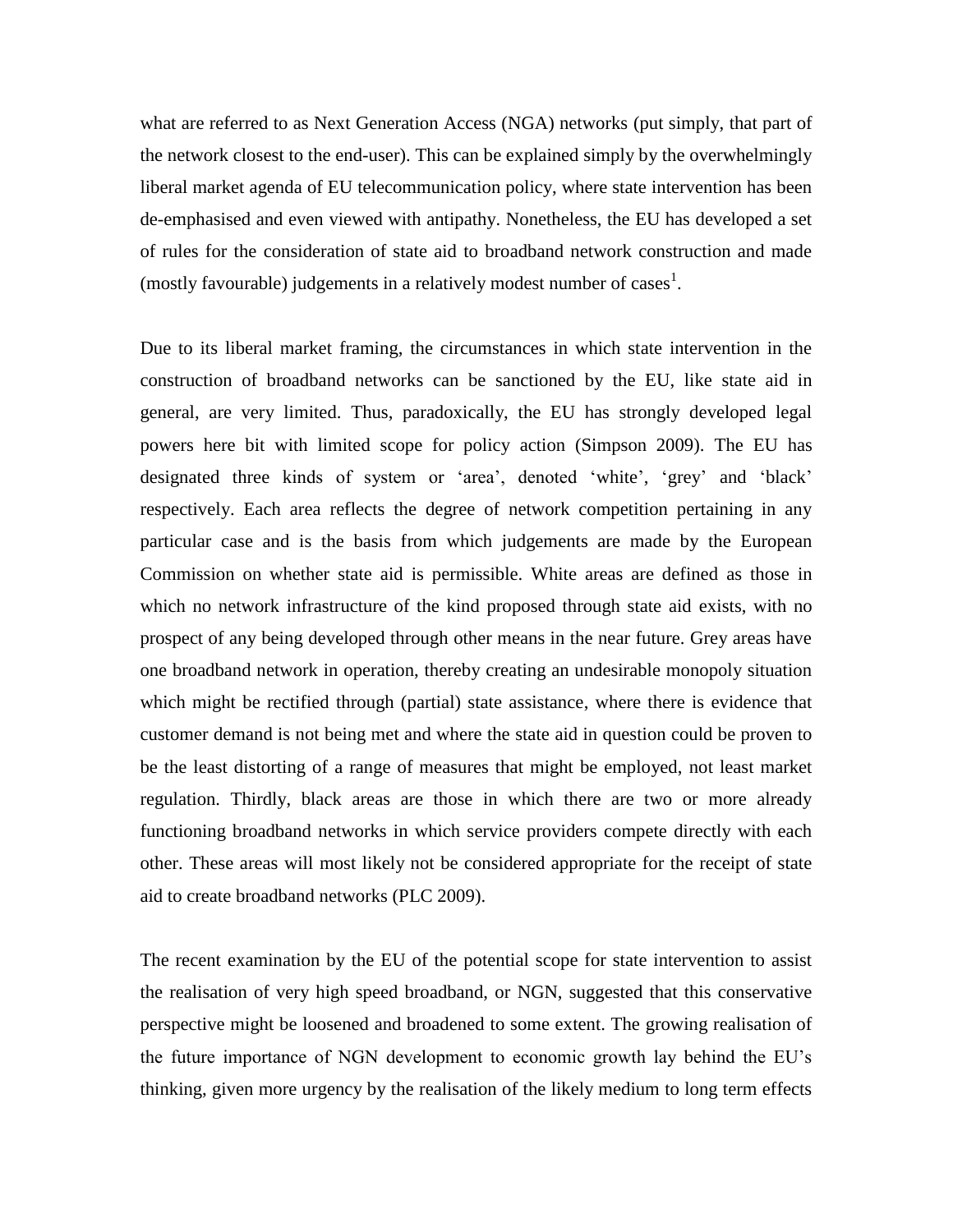what are referred to as Next Generation Access (NGA) networks (put simply, that part of the network closest to the end-user). This can be explained simply by the overwhelmingly liberal market agenda of EU telecommunication policy, where state intervention has been de-emphasised and even viewed with antipathy. Nonetheless, the EU has developed a set of rules for the consideration of state aid to broadband network construction and made (mostly favourable) judgements in a relatively modest number of cases[1].

Due to its liberal market framing, the circumstances in which state intervention in the construction of broadband networks can be sanctioned by the EU, like state aid in general, are very limited. Thus, paradoxically, the EU has strongly developed legal powers here bit with limited scope for policy action (Simpson 2009). The EU has designated three kinds of system or 'area', denoted 'white', 'grey' and 'black' respectively. Each area reflects the degree of network competition pertaining in any particular case and is the basis from which judgements are made by the European Commission on whether state aid is permissible. White areas are defined as those in which no network infrastructure of the kind proposed through state aid exists, with no prospect of any being developed through other means in the near future. Grey areas have one broadband network in operation, thereby creating an undesirable monopoly situation which might be rectified through (partial) state assistance, where there is evidence that customer demand is not being met and where the state aid in question could be proven to be the least distorting of a range of measures that might be employed, not least market regulation. Thirdly, black areas are those in which there are two or more already functioning broadband networks in which service providers compete directly with each other. These areas will most likely not be considered appropriate for the receipt of state aid to create broadband networks (PLC 2009).

The recent examination by the EU of the potential scope for state intervention to assist the realisation of very high speed broadband, or NGN, suggested that this conservative perspective might be loosened and broadened to some extent. The growing realisation of the future importance of NGN development to economic growth lay behind the EU's thinking, given more urgency by the realisation of the likely medium to long term effects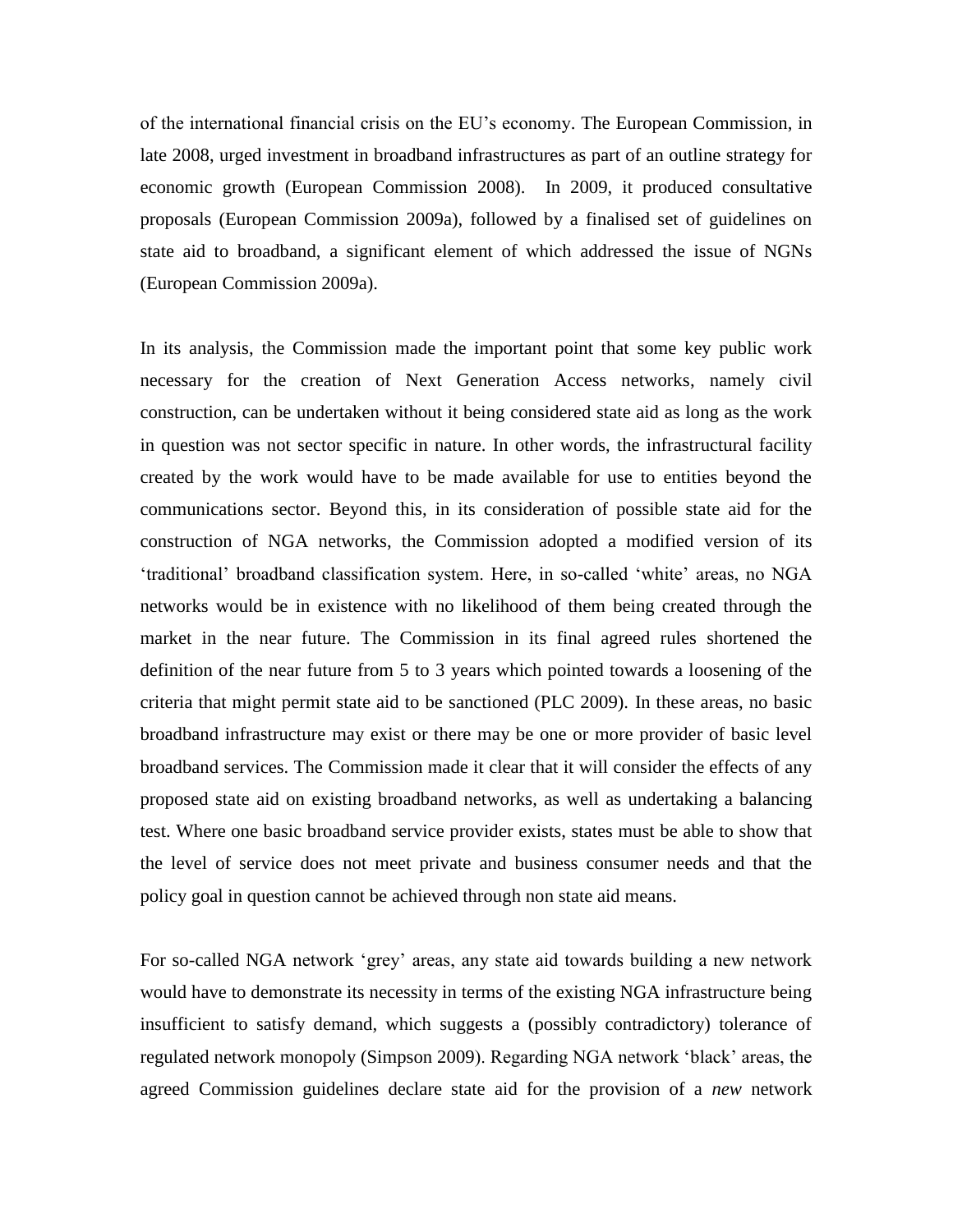of the international financial crisis on the EU's economy. The European Commission, in late 2008, urged investment in broadband infrastructures as part of an outline strategy for economic growth (European Commission 2008). In 2009, it produced consultative proposals (European Commission 2009a), followed by a finalised set of guidelines on state aid to broadband, a significant element of which addressed the issue of NGNs (European Commission 2009a).

In its analysis, the Commission made the important point that some key public work necessary for the creation of Next Generation Access networks, namely civil construction, can be undertaken without it being considered state aid as long as the work in question was not sector specific in nature. In other words, the infrastructural facility created by the work would have to be made available for use to entities beyond the communications sector. Beyond this, in its consideration of possible state aid for the construction of NGA networks, the Commission adopted a modified version of its 'traditional' broadband classification system. Here, in so-called 'white' areas, no NGA networks would be in existence with no likelihood of them being created through the market in the near future. The Commission in its final agreed rules shortened the definition of the near future from 5 to 3 years which pointed towards a loosening of the criteria that might permit state aid to be sanctioned (PLC 2009). In these areas, no basic broadband infrastructure may exist or there may be one or more provider of basic level broadband services. The Commission made it clear that it will consider the effects of any proposed state aid on existing broadband networks, as well as undertaking a balancing test. Where one basic broadband service provider exists, states must be able to show that the level of service does not meet private and business consumer needs and that the policy goal in question cannot be achieved through non state aid means.

For so-called NGA network 'grey' areas, any state aid towards building a new network would have to demonstrate its necessity in terms of the existing NGA infrastructure being insufficient to satisfy demand, which suggests a (possibly contradictory) tolerance of regulated network monopoly (Simpson 2009). Regarding NGA network 'black' areas, the agreed Commission guidelines declare state aid for the provision of a *new* network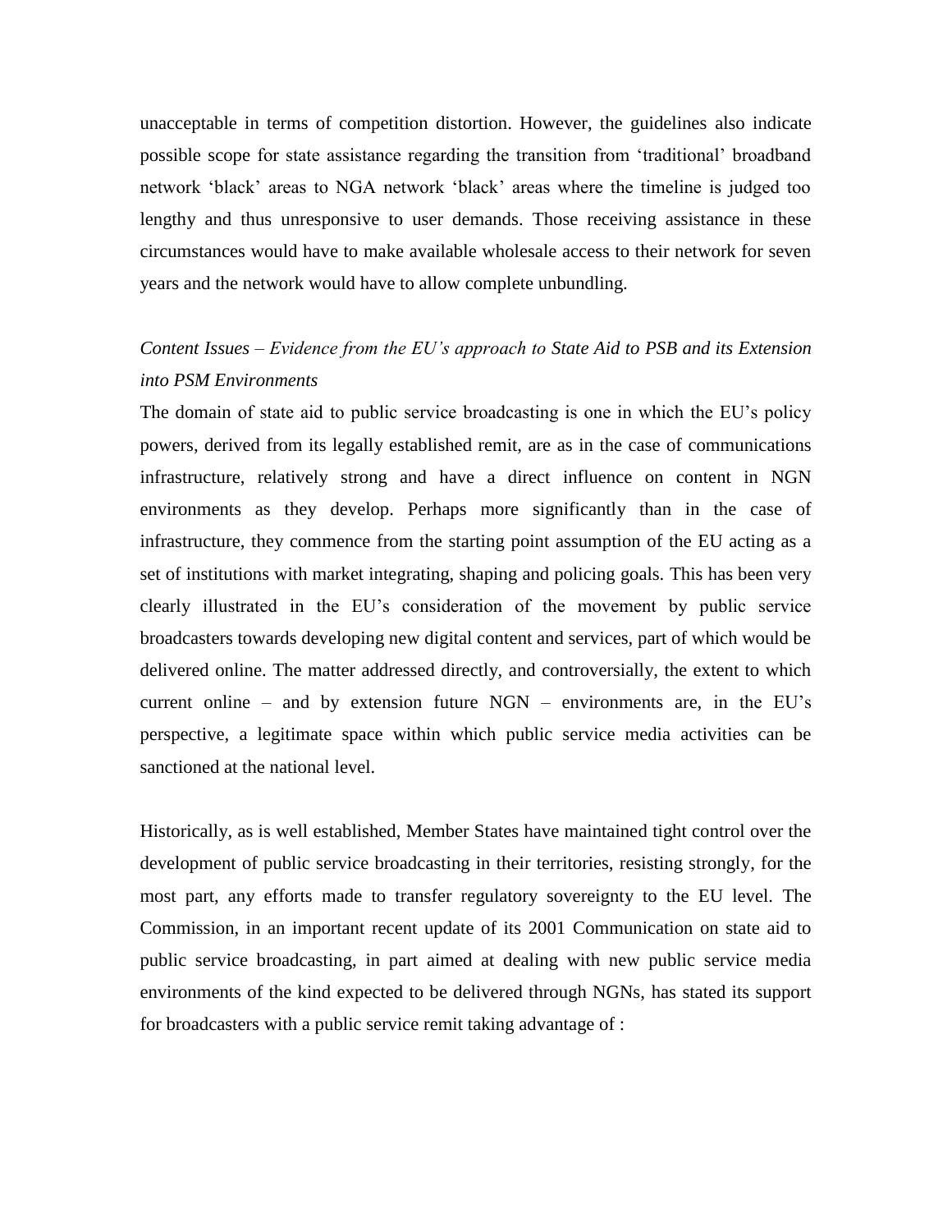unacceptable in terms of competition distortion. However, the guidelines also indicate possible scope for state assistance regarding the transition from 'traditional' broadband network 'black' areas to NGA network 'black' areas where the timeline is judged too lengthy and thus unresponsive to user demands. Those receiving assistance in these circumstances would have to make available wholesale access to their network for seven years and the network would have to allow complete unbundling.

### *Content Issues – Evidence from the EU's approach to State Aid to PSB and its Extension into PSM Environments*

The domain of state aid to public service broadcasting is one in which the EU's policy powers, derived from its legally established remit, are as in the case of communications infrastructure, relatively strong and have a direct influence on content in NGN environments as they develop. Perhaps more significantly than in the case of infrastructure, they commence from the starting point assumption of the EU acting as a set of institutions with market integrating, shaping and policing goals. This has been very clearly illustrated in the EU's consideration of the movement by public service broadcasters towards developing new digital content and services, part of which would be delivered online. The matter addressed directly, and controversially, the extent to which current online – and by extension future NGN – environments are, in the EU's perspective, a legitimate space within which public service media activities can be sanctioned at the national level.

Historically, as is well established, Member States have maintained tight control over the development of public service broadcasting in their territories, resisting strongly, for the most part, any efforts made to transfer regulatory sovereignty to the EU level. The Commission, in an important recent update of its 2001 Communication on state aid to public service broadcasting, in part aimed at dealing with new public service media environments of the kind expected to be delivered through NGNs, has stated its support for broadcasters with a public service remit taking advantage of :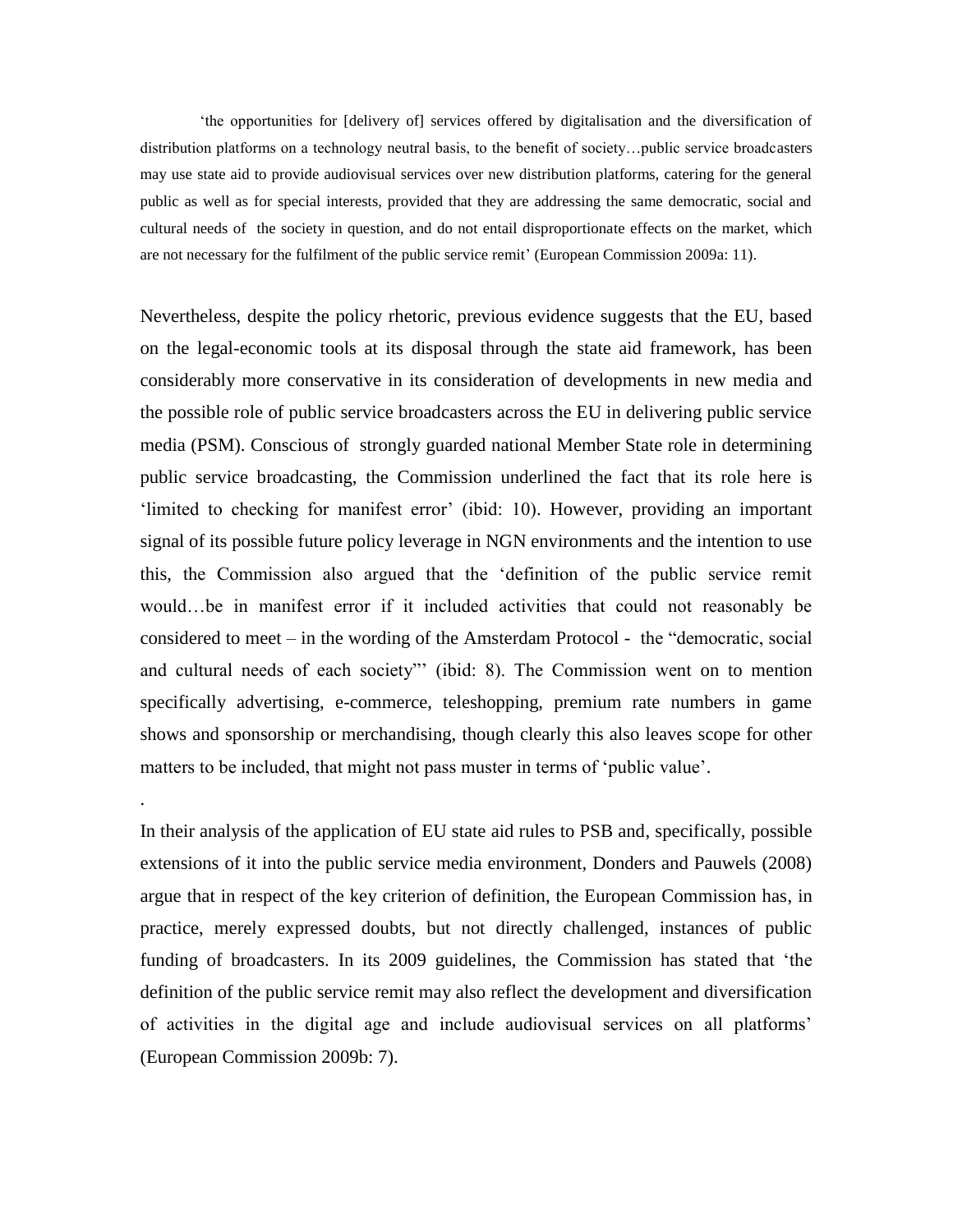> 'the opportunities for [delivery of] services offered by digitalisation and the diversification of distribution platforms on a technology neutral basis, to the benefit of society…public service broadcasters may use state aid to provide audiovisual services over new distribution platforms, catering for the general public as well as for special interests, provided that they are addressing the same democratic, social and cultural needs of the society in question, and do not entail disproportionate effects on the market, which are not necessary for the fulfilment of the public service remit' (European Commission 2009a: 11).

Nevertheless, despite the policy rhetoric, previous evidence suggests that the EU, based on the legal-economic tools at its disposal through the state aid framework, has been considerably more conservative in its consideration of developments in new media and the possible role of public service broadcasters across the EU in delivering public service media (PSM). Conscious of strongly guarded national Member State role in determining public service broadcasting, the Commission underlined the fact that its role here is 'limited to checking for manifest error' (ibid: 10). However, providing an important signal of its possible future policy leverage in NGN environments and the intention to use this, the Commission also argued that the 'definition of the public service remit would…be in manifest error if it included activities that could not reasonably be considered to meet – in the wording of the Amsterdam Protocol - the "democratic, social and cultural needs of each society"' (ibid: 8). The Commission went on to mention specifically advertising, e-commerce, teleshopping, premium rate numbers in game shows and sponsorship or merchandising, though clearly this also leaves scope for other matters to be included, that might not pass muster in terms of 'public value'.

.

In their analysis of the application of EU state aid rules to PSB and, specifically, possible extensions of it into the public service media environment, Donders and Pauwels (2008) argue that in respect of the key criterion of definition, the European Commission has, in practice, merely expressed doubts, but not directly challenged, instances of public funding of broadcasters. In its 2009 guidelines, the Commission has stated that 'the definition of the public service remit may also reflect the development and diversification of activities in the digital age and include audiovisual services on all platforms' (European Commission 2009b: 7).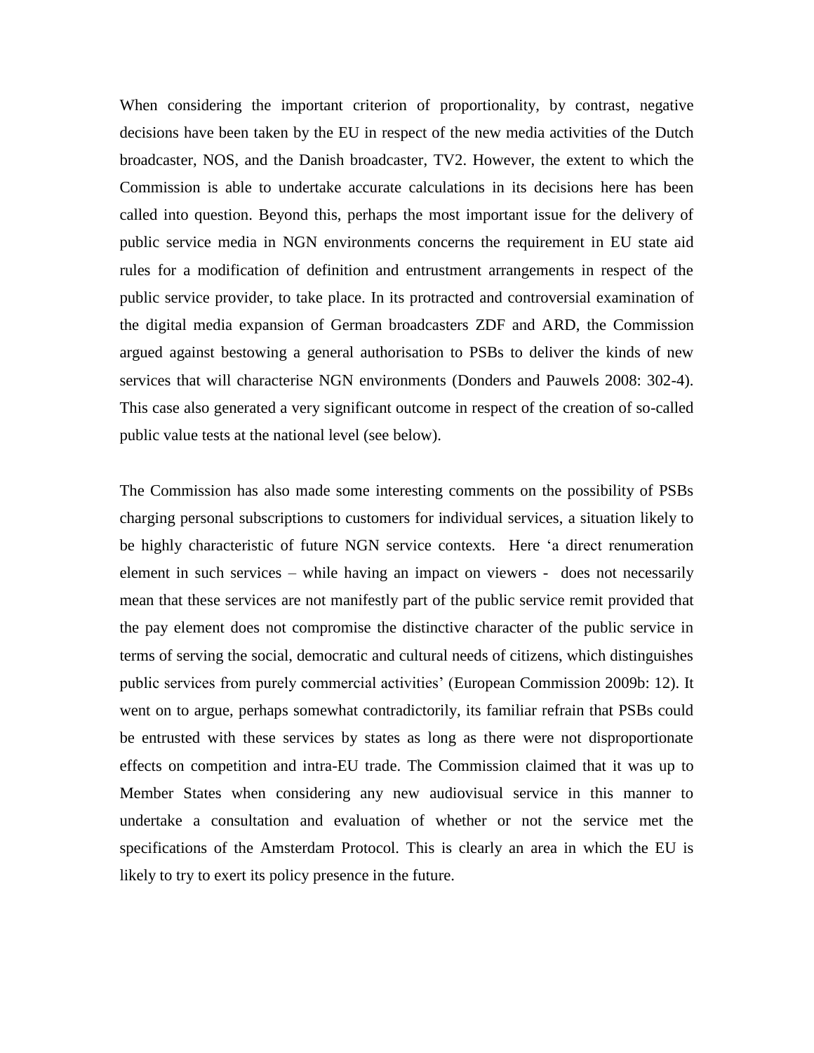When considering the important criterion of proportionality, by contrast, negative decisions have been taken by the EU in respect of the new media activities of the Dutch broadcaster, NOS, and the Danish broadcaster, TV2. However, the extent to which the Commission is able to undertake accurate calculations in its decisions here has been called into question. Beyond this, perhaps the most important issue for the delivery of public service media in NGN environments concerns the requirement in EU state aid rules for a modification of definition and entrustment arrangements in respect of the public service provider, to take place. In its protracted and controversial examination of the digital media expansion of German broadcasters ZDF and ARD, the Commission argued against bestowing a general authorisation to PSBs to deliver the kinds of new services that will characterise NGN environments (Donders and Pauwels 2008: 302-4). This case also generated a very significant outcome in respect of the creation of so-called public value tests at the national level (see below).

The Commission has also made some interesting comments on the possibility of PSBs charging personal subscriptions to customers for individual services, a situation likely to be highly characteristic of future NGN service contexts. Here 'a direct renumeration element in such services – while having an impact on viewers - does not necessarily mean that these services are not manifestly part of the public service remit provided that the pay element does not compromise the distinctive character of the public service in terms of serving the social, democratic and cultural needs of citizens, which distinguishes public services from purely commercial activities' (European Commission 2009b: 12). It went on to argue, perhaps somewhat contradictorily, its familiar refrain that PSBs could be entrusted with these services by states as long as there were not disproportionate effects on competition and intra-EU trade. The Commission claimed that it was up to Member States when considering any new audiovisual service in this manner to undertake a consultation and evaluation of whether or not the service met the specifications of the Amsterdam Protocol. This is clearly an area in which the EU is likely to try to exert its policy presence in the future.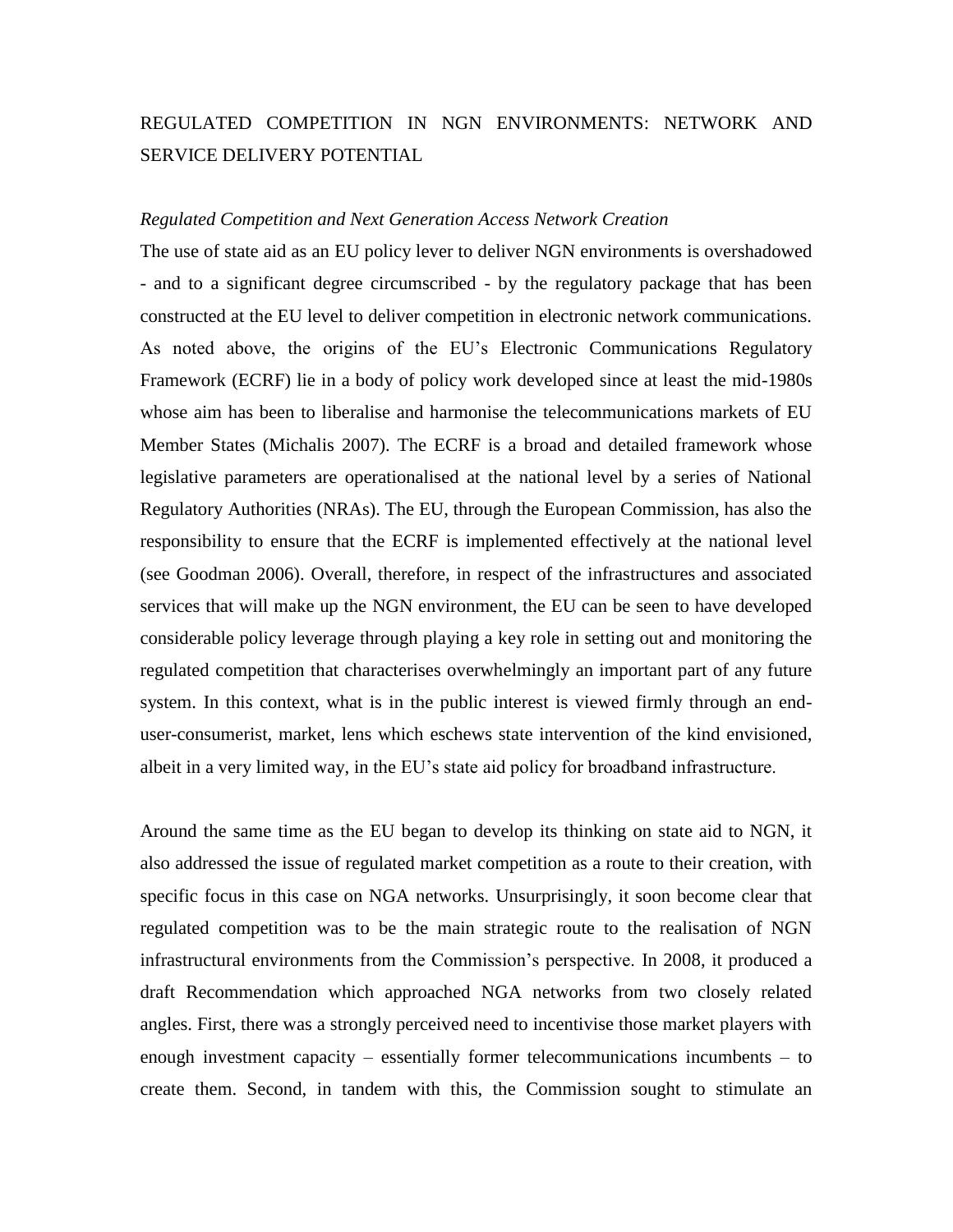## REGULATED COMPETITION IN NGN ENVIRONMENTS: NETWORK AND SERVICE DELIVERY POTENTIAL

### *Regulated Competition and Next Generation Access Network Creation*

The use of state aid as an EU policy lever to deliver NGN environments is overshadowed - and to a significant degree circumscribed - by the regulatory package that has been constructed at the EU level to deliver competition in electronic network communications. As noted above, the origins of the EU's Electronic Communications Regulatory Framework (ECRF) lie in a body of policy work developed since at least the mid-1980s whose aim has been to liberalise and harmonise the telecommunications markets of EU Member States (Michalis 2007). The ECRF is a broad and detailed framework whose legislative parameters are operationalised at the national level by a series of National Regulatory Authorities (NRAs). The EU, through the European Commission, has also the responsibility to ensure that the ECRF is implemented effectively at the national level (see Goodman 2006). Overall, therefore, in respect of the infrastructures and associated services that will make up the NGN environment, the EU can be seen to have developed considerable policy leverage through playing a key role in setting out and monitoring the regulated competition that characterises overwhelmingly an important part of any future system. In this context, what is in the public interest is viewed firmly through an end-user-consumerist, market, lens which eschews state intervention of the kind envisioned, albeit in a very limited way, in the EU's state aid policy for broadband infrastructure.

Around the same time as the EU began to develop its thinking on state aid to NGN, it also addressed the issue of regulated market competition as a route to their creation, with specific focus in this case on NGA networks. Unsurprisingly, it soon become clear that regulated competition was to be the main strategic route to the realisation of NGN infrastructural environments from the Commission's perspective. In 2008, it produced a draft Recommendation which approached NGA networks from two closely related angles. First, there was a strongly perceived need to incentivise those market players with enough investment capacity – essentially former telecommunications incumbents – to create them. Second, in tandem with this, the Commission sought to stimulate an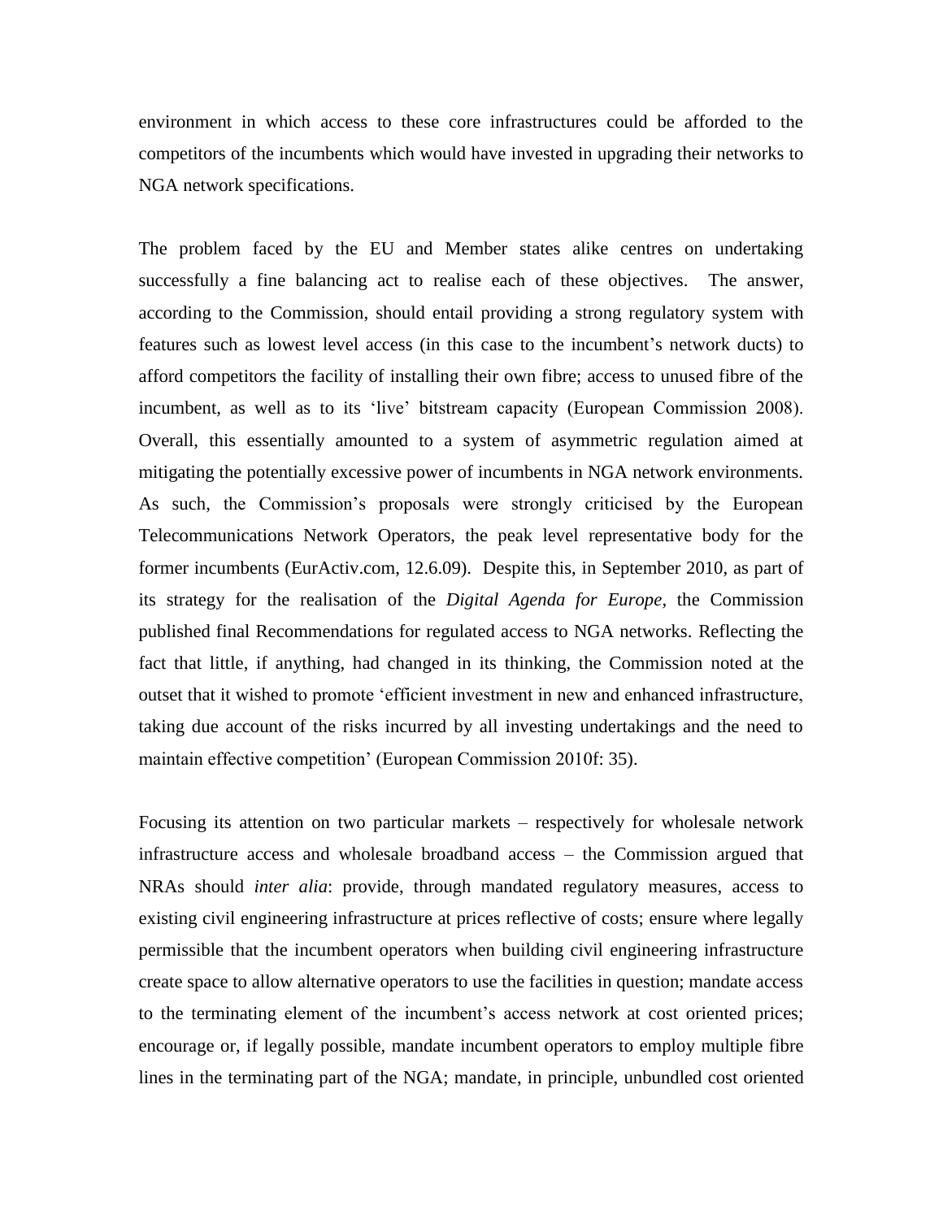environment in which access to these core infrastructures could be afforded to the competitors of the incumbents which would have invested in upgrading their networks to NGA network specifications.

The problem faced by the EU and Member states alike centres on undertaking successfully a fine balancing act to realise each of these objectives. The answer, according to the Commission, should entail providing a strong regulatory system with features such as lowest level access (in this case to the incumbent's network ducts) to afford competitors the facility of installing their own fibre; access to unused fibre of the incumbent, as well as to its 'live' bitstream capacity (European Commission 2008). Overall, this essentially amounted to a system of asymmetric regulation aimed at mitigating the potentially excessive power of incumbents in NGA network environments. As such, the Commission's proposals were strongly criticised by the European Telecommunications Network Operators, the peak level representative body for the former incumbents (EurActiv.com, 12.6.09). Despite this, in September 2010, as part of its strategy for the realisation of the *Digital Agenda for Europe*, the Commission published final Recommendations for regulated access to NGA networks. Reflecting the fact that little, if anything, had changed in its thinking, the Commission noted at the outset that it wished to promote 'efficient investment in new and enhanced infrastructure, taking due account of the risks incurred by all investing undertakings and the need to maintain effective competition' (European Commission 2010f: 35).

Focusing its attention on two particular markets – respectively for wholesale network infrastructure access and wholesale broadband access – the Commission argued that NRAs should *inter alia*: provide, through mandated regulatory measures, access to existing civil engineering infrastructure at prices reflective of costs; ensure where legally permissible that the incumbent operators when building civil engineering infrastructure create space to allow alternative operators to use the facilities in question; mandate access to the terminating element of the incumbent's access network at cost oriented prices; encourage or, if legally possible, mandate incumbent operators to employ multiple fibre lines in the terminating part of the NGA; mandate, in principle, unbundled cost oriented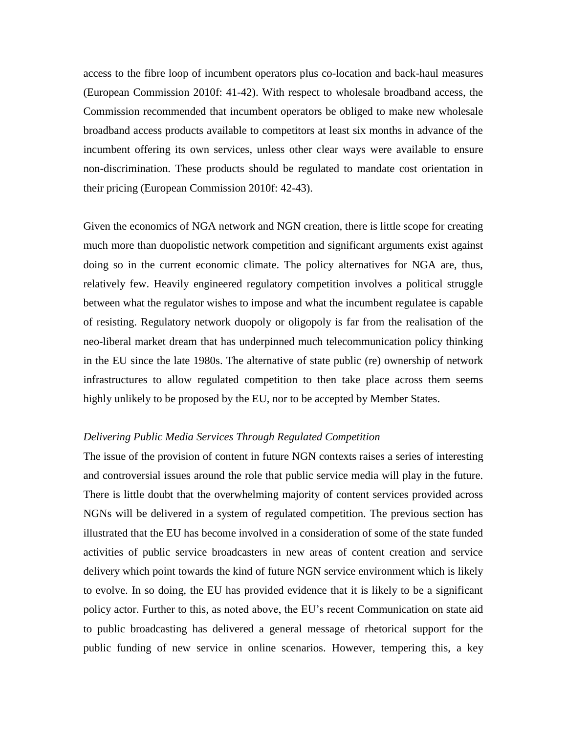access to the fibre loop of incumbent operators plus co-location and back-haul measures (European Commission 2010f: 41-42). With respect to wholesale broadband access, the Commission recommended that incumbent operators be obliged to make new wholesale broadband access products available to competitors at least six months in advance of the incumbent offering its own services, unless other clear ways were available to ensure non-discrimination. These products should be regulated to mandate cost orientation in their pricing (European Commission 2010f: 42-43).

Given the economics of NGA network and NGN creation, there is little scope for creating much more than duopolistic network competition and significant arguments exist against doing so in the current economic climate. The policy alternatives for NGA are, thus, relatively few. Heavily engineered regulatory competition involves a political struggle between what the regulator wishes to impose and what the incumbent regulatee is capable of resisting. Regulatory network duopoly or oligopoly is far from the realisation of the neo-liberal market dream that has underpinned much telecommunication policy thinking in the EU since the late 1980s. The alternative of state public (re) ownership of network infrastructures to allow regulated competition to then take place across them seems highly unlikely to be proposed by the EU, nor to be accepted by Member States.

*Delivering Public Media Services Through Regulated Competition*

The issue of the provision of content in future NGN contexts raises a series of interesting and controversial issues around the role that public service media will play in the future. There is little doubt that the overwhelming majority of content services provided across NGNs will be delivered in a system of regulated competition. The previous section has illustrated that the EU has become involved in a consideration of some of the state funded activities of public service broadcasters in new areas of content creation and service delivery which point towards the kind of future NGN service environment which is likely to evolve. In so doing, the EU has provided evidence that it is likely to be a significant policy actor. Further to this, as noted above, the EU's recent Communication on state aid to public broadcasting has delivered a general message of rhetorical support for the public funding of new service in online scenarios. However, tempering this, a key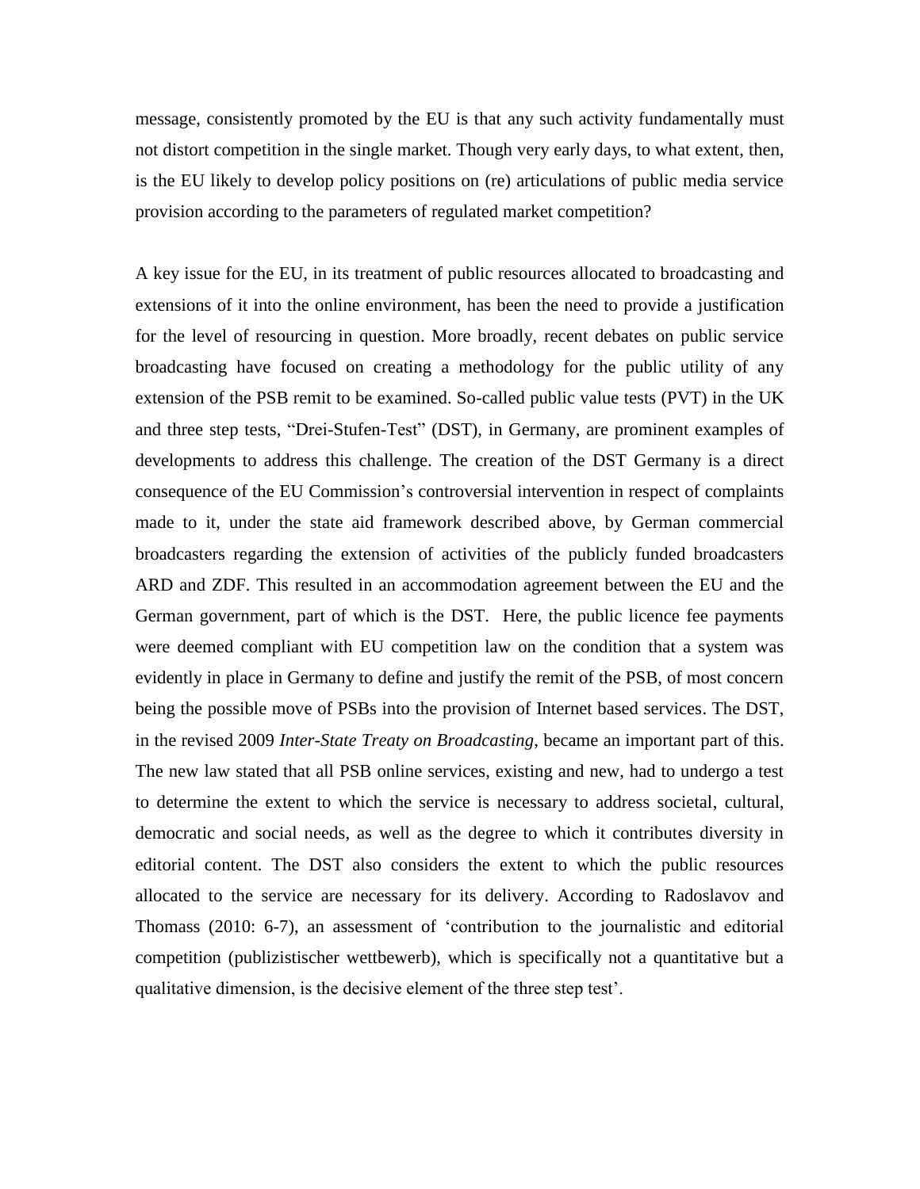message, consistently promoted by the EU is that any such activity fundamentally must not distort competition in the single market. Though very early days, to what extent, then, is the EU likely to develop policy positions on (re) articulations of public media service provision according to the parameters of regulated market competition?

A key issue for the EU, in its treatment of public resources allocated to broadcasting and extensions of it into the online environment, has been the need to provide a justification for the level of resourcing in question. More broadly, recent debates on public service broadcasting have focused on creating a methodology for the public utility of any extension of the PSB remit to be examined. So-called public value tests (PVT) in the UK and three step tests, "Drei-Stufen-Test" (DST), in Germany, are prominent examples of developments to address this challenge. The creation of the DST Germany is a direct consequence of the EU Commission's controversial intervention in respect of complaints made to it, under the state aid framework described above, by German commercial broadcasters regarding the extension of activities of the publicly funded broadcasters ARD and ZDF. This resulted in an accommodation agreement between the EU and the German government, part of which is the DST. Here, the public licence fee payments were deemed compliant with EU competition law on the condition that a system was evidently in place in Germany to define and justify the remit of the PSB, of most concern being the possible move of PSBs into the provision of Internet based services. The DST, in the revised 2009 *Inter-State Treaty on Broadcasting*, became an important part of this. The new law stated that all PSB online services, existing and new, had to undergo a test to determine the extent to which the service is necessary to address societal, cultural, democratic and social needs, as well as the degree to which it contributes diversity in editorial content. The DST also considers the extent to which the public resources allocated to the service are necessary for its delivery. According to Radoslavov and Thomass (2010: 6-7), an assessment of 'contribution to the journalistic and editorial competition (publizistischer wettbewerb), which is specifically not a quantitative but a qualitative dimension, is the decisive element of the three step test'.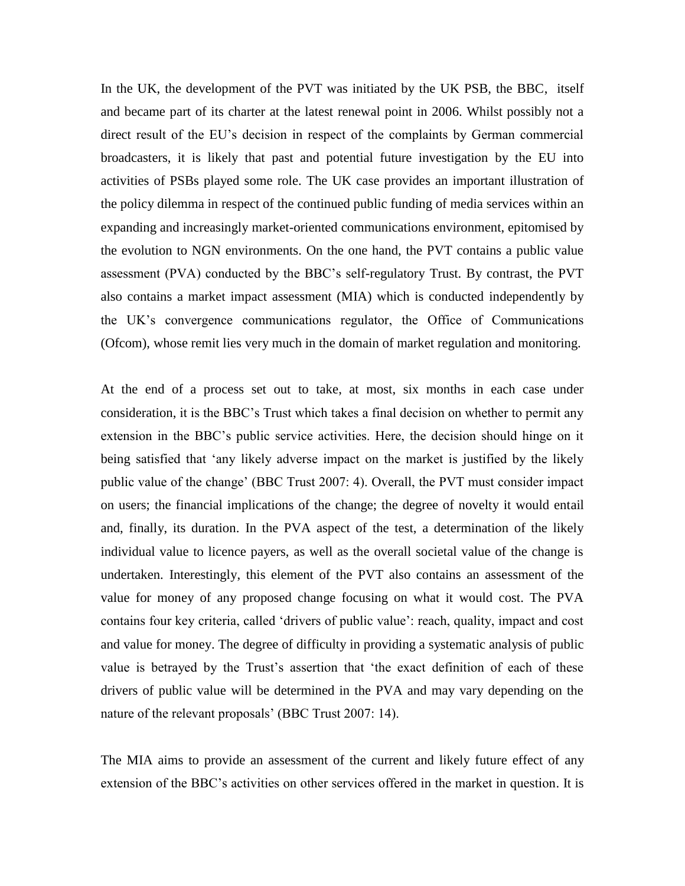In the UK, the development of the PVT was initiated by the UK PSB, the BBC, itself and became part of its charter at the latest renewal point in 2006. Whilst possibly not a direct result of the EU's decision in respect of the complaints by German commercial broadcasters, it is likely that past and potential future investigation by the EU into activities of PSBs played some role. The UK case provides an important illustration of the policy dilemma in respect of the continued public funding of media services within an expanding and increasingly market-oriented communications environment, epitomised by the evolution to NGN environments. On the one hand, the PVT contains a public value assessment (PVA) conducted by the BBC's self-regulatory Trust. By contrast, the PVT also contains a market impact assessment (MIA) which is conducted independently by the UK's convergence communications regulator, the Office of Communications (Ofcom), whose remit lies very much in the domain of market regulation and monitoring.

At the end of a process set out to take, at most, six months in each case under consideration, it is the BBC's Trust which takes a final decision on whether to permit any extension in the BBC's public service activities. Here, the decision should hinge on it being satisfied that 'any likely adverse impact on the market is justified by the likely public value of the change' (BBC Trust 2007: 4). Overall, the PVT must consider impact on users; the financial implications of the change; the degree of novelty it would entail and, finally, its duration. In the PVA aspect of the test, a determination of the likely individual value to licence payers, as well as the overall societal value of the change is undertaken. Interestingly, this element of the PVT also contains an assessment of the value for money of any proposed change focusing on what it would cost. The PVA contains four key criteria, called 'drivers of public value': reach, quality, impact and cost and value for money. The degree of difficulty in providing a systematic analysis of public value is betrayed by the Trust's assertion that 'the exact definition of each of these drivers of public value will be determined in the PVA and may vary depending on the nature of the relevant proposals' (BBC Trust 2007: 14).

The MIA aims to provide an assessment of the current and likely future effect of any extension of the BBC's activities on other services offered in the market in question. It is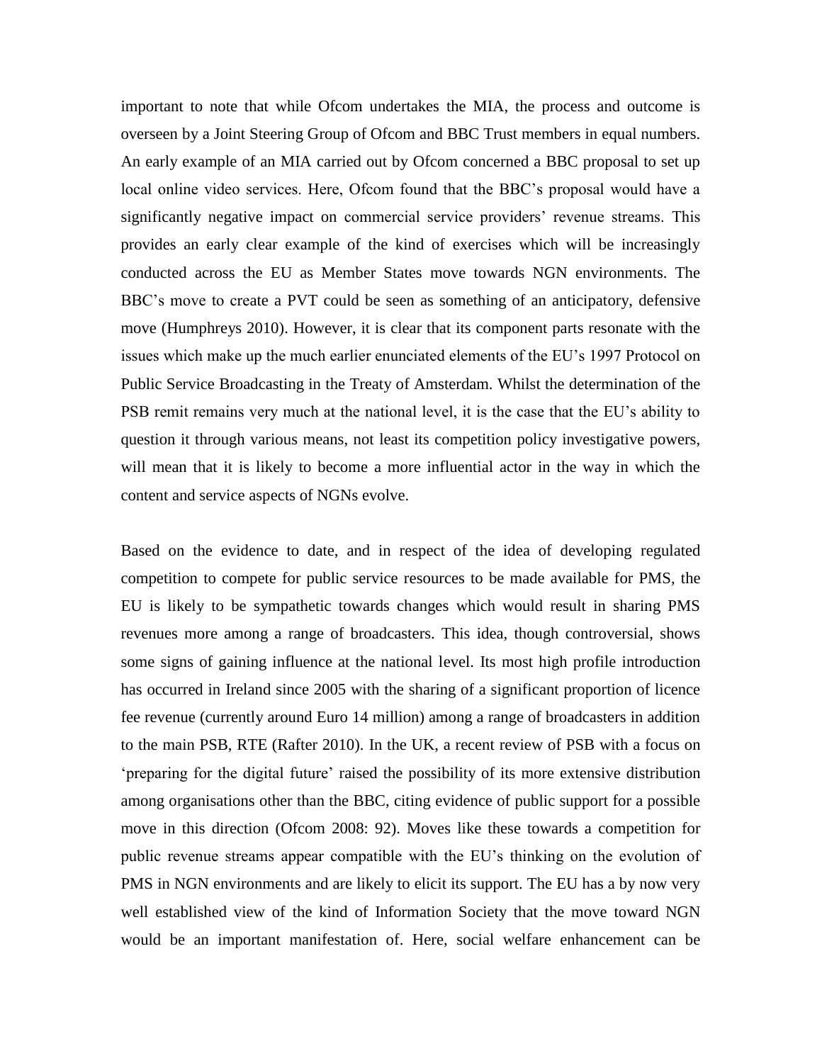important to note that while Ofcom undertakes the MIA, the process and outcome is overseen by a Joint Steering Group of Ofcom and BBC Trust members in equal numbers. An early example of an MIA carried out by Ofcom concerned a BBC proposal to set up local online video services. Here, Ofcom found that the BBC's proposal would have a significantly negative impact on commercial service providers' revenue streams. This provides an early clear example of the kind of exercises which will be increasingly conducted across the EU as Member States move towards NGN environments. The BBC's move to create a PVT could be seen as something of an anticipatory, defensive move (Humphreys 2010). However, it is clear that its component parts resonate with the issues which make up the much earlier enunciated elements of the EU's 1997 Protocol on Public Service Broadcasting in the Treaty of Amsterdam. Whilst the determination of the PSB remit remains very much at the national level, it is the case that the EU's ability to question it through various means, not least its competition policy investigative powers, will mean that it is likely to become a more influential actor in the way in which the content and service aspects of NGNs evolve.

Based on the evidence to date, and in respect of the idea of developing regulated competition to compete for public service resources to be made available for PMS, the EU is likely to be sympathetic towards changes which would result in sharing PMS revenues more among a range of broadcasters. This idea, though controversial, shows some signs of gaining influence at the national level. Its most high profile introduction has occurred in Ireland since 2005 with the sharing of a significant proportion of licence fee revenue (currently around Euro 14 million) among a range of broadcasters in addition to the main PSB, RTE (Rafter 2010). In the UK, a recent review of PSB with a focus on 'preparing for the digital future' raised the possibility of its more extensive distribution among organisations other than the BBC, citing evidence of public support for a possible move in this direction (Ofcom 2008: 92). Moves like these towards a competition for public revenue streams appear compatible with the EU's thinking on the evolution of PMS in NGN environments and are likely to elicit its support. The EU has a by now very well established view of the kind of Information Society that the move toward NGN would be an important manifestation of. Here, social welfare enhancement can be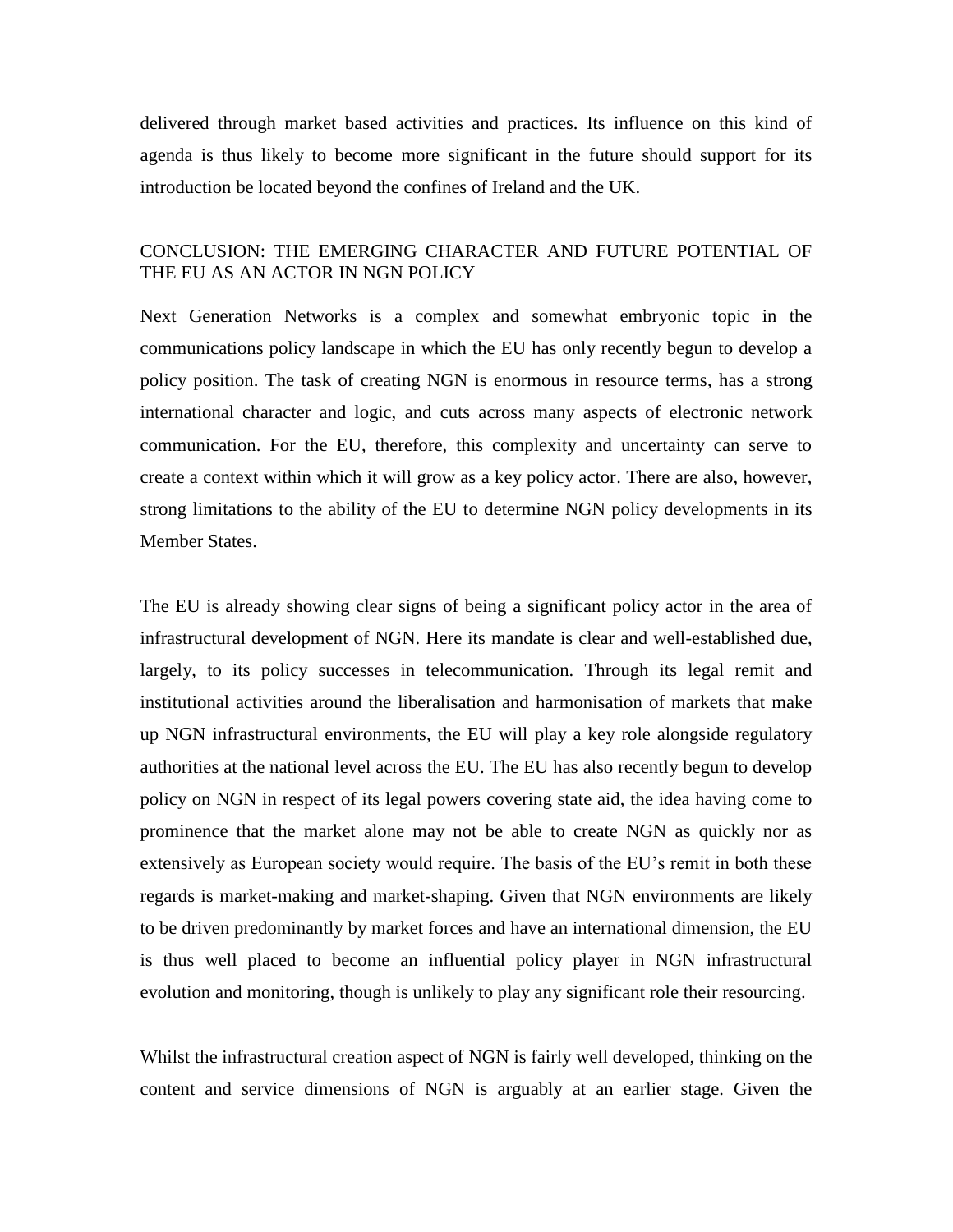delivered through market based activities and practices. Its influence on this kind of agenda is thus likely to become more significant in the future should support for its introduction be located beyond the confines of Ireland and the UK.

## CONCLUSION: THE EMERGING CHARACTER AND FUTURE POTENTIAL OF THE EU AS AN ACTOR IN NGN POLICY

Next Generation Networks is a complex and somewhat embryonic topic in the communications policy landscape in which the EU has only recently begun to develop a policy position. The task of creating NGN is enormous in resource terms, has a strong international character and logic, and cuts across many aspects of electronic network communication. For the EU, therefore, this complexity and uncertainty can serve to create a context within which it will grow as a key policy actor. There are also, however, strong limitations to the ability of the EU to determine NGN policy developments in its Member States.

The EU is already showing clear signs of being a significant policy actor in the area of infrastructural development of NGN. Here its mandate is clear and well-established due, largely, to its policy successes in telecommunication. Through its legal remit and institutional activities around the liberalisation and harmonisation of markets that make up NGN infrastructural environments, the EU will play a key role alongside regulatory authorities at the national level across the EU. The EU has also recently begun to develop policy on NGN in respect of its legal powers covering state aid, the idea having come to prominence that the market alone may not be able to create NGN as quickly nor as extensively as European society would require. The basis of the EU's remit in both these regards is market-making and market-shaping. Given that NGN environments are likely to be driven predominantly by market forces and have an international dimension, the EU is thus well placed to become an influential policy player in NGN infrastructural evolution and monitoring, though is unlikely to play any significant role their resourcing.

Whilst the infrastructural creation aspect of NGN is fairly well developed, thinking on the content and service dimensions of NGN is arguably at an earlier stage. Given the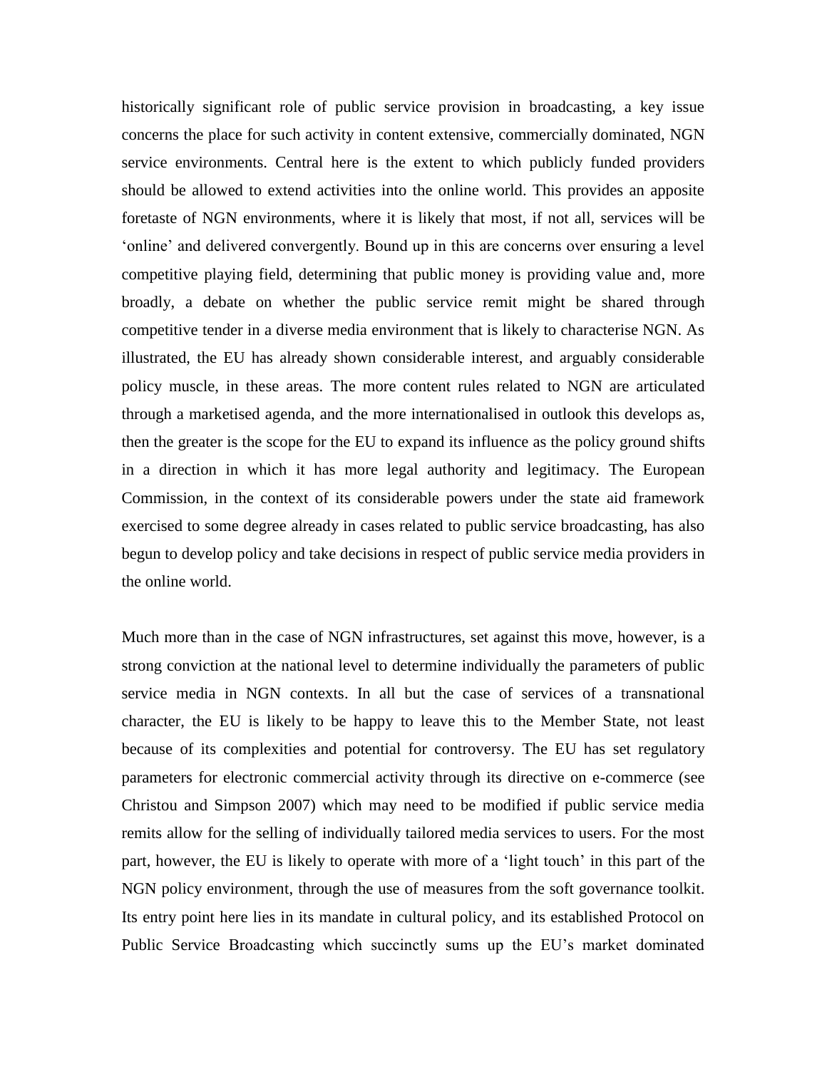historically significant role of public service provision in broadcasting, a key issue concerns the place for such activity in content extensive, commercially dominated, NGN service environments. Central here is the extent to which publicly funded providers should be allowed to extend activities into the online world. This provides an apposite foretaste of NGN environments, where it is likely that most, if not all, services will be 'online' and delivered convergently. Bound up in this are concerns over ensuring a level competitive playing field, determining that public money is providing value and, more broadly, a debate on whether the public service remit might be shared through competitive tender in a diverse media environment that is likely to characterise NGN. As illustrated, the EU has already shown considerable interest, and arguably considerable policy muscle, in these areas. The more content rules related to NGN are articulated through a marketised agenda, and the more internationalised in outlook this develops as, then the greater is the scope for the EU to expand its influence as the policy ground shifts in a direction in which it has more legal authority and legitimacy. The European Commission, in the context of its considerable powers under the state aid framework exercised to some degree already in cases related to public service broadcasting, has also begun to develop policy and take decisions in respect of public service media providers in the online world.

Much more than in the case of NGN infrastructures, set against this move, however, is a strong conviction at the national level to determine individually the parameters of public service media in NGN contexts. In all but the case of services of a transnational character, the EU is likely to be happy to leave this to the Member State, not least because of its complexities and potential for controversy. The EU has set regulatory parameters for electronic commercial activity through its directive on e-commerce (see Christou and Simpson 2007) which may need to be modified if public service media remits allow for the selling of individually tailored media services to users. For the most part, however, the EU is likely to operate with more of a 'light touch' in this part of the NGN policy environment, through the use of measures from the soft governance toolkit. Its entry point here lies in its mandate in cultural policy, and its established Protocol on Public Service Broadcasting which succinctly sums up the EU's market dominated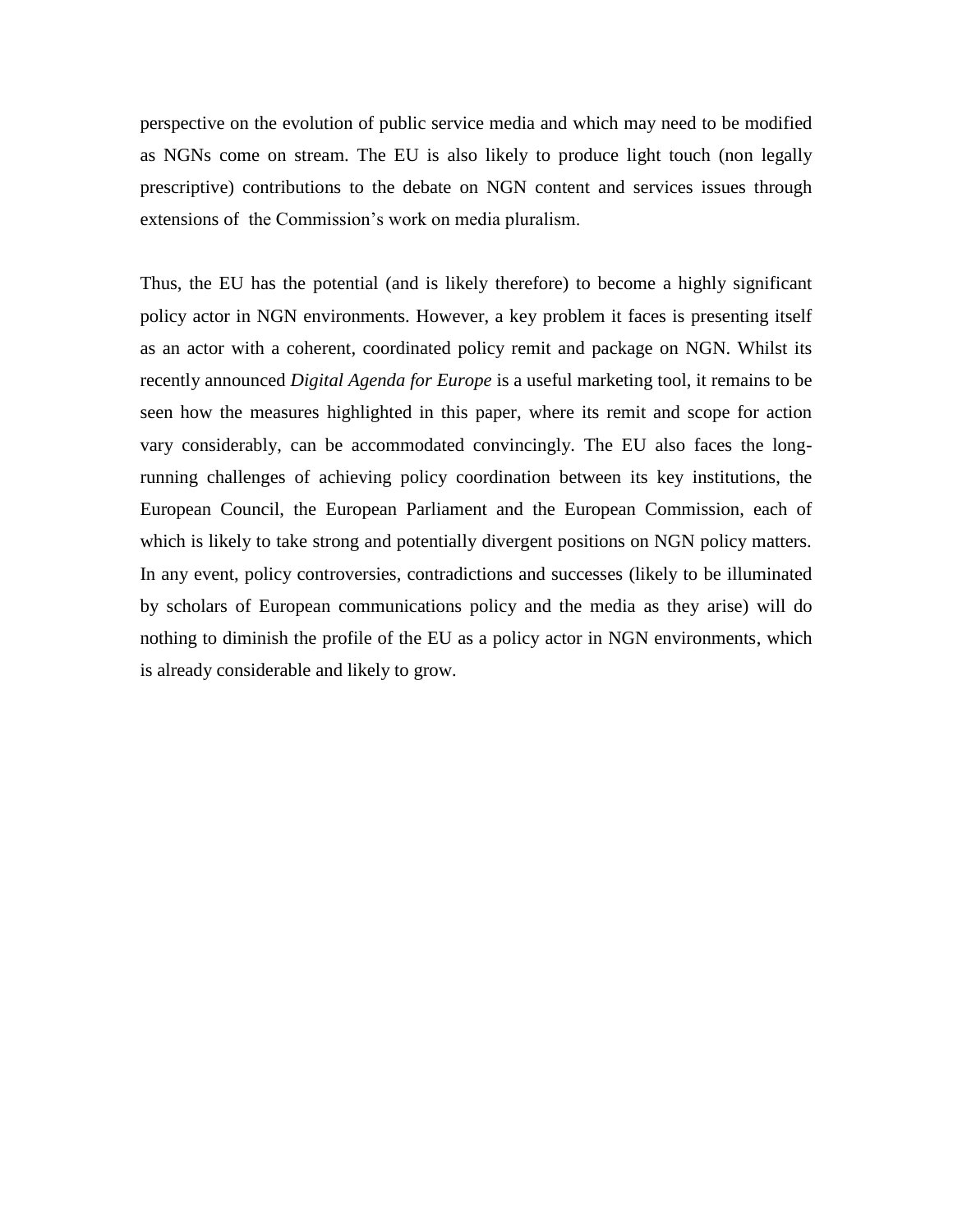perspective on the evolution of public service media and which may need to be modified as NGNs come on stream. The EU is also likely to produce light touch (non legally prescriptive) contributions to the debate on NGN content and services issues through extensions of the Commission's work on media pluralism.

Thus, the EU has the potential (and is likely therefore) to become a highly significant policy actor in NGN environments. However, a key problem it faces is presenting itself as an actor with a coherent, coordinated policy remit and package on NGN. Whilst its recently announced *Digital Agenda for Europe* is a useful marketing tool, it remains to be seen how the measures highlighted in this paper, where its remit and scope for action vary considerably, can be accommodated convincingly. The EU also faces the long-running challenges of achieving policy coordination between its key institutions, the European Council, the European Parliament and the European Commission, each of which is likely to take strong and potentially divergent positions on NGN policy matters. In any event, policy controversies, contradictions and successes (likely to be illuminated by scholars of European communications policy and the media as they arise) will do nothing to diminish the profile of the EU as a policy actor in NGN environments, which is already considerable and likely to grow.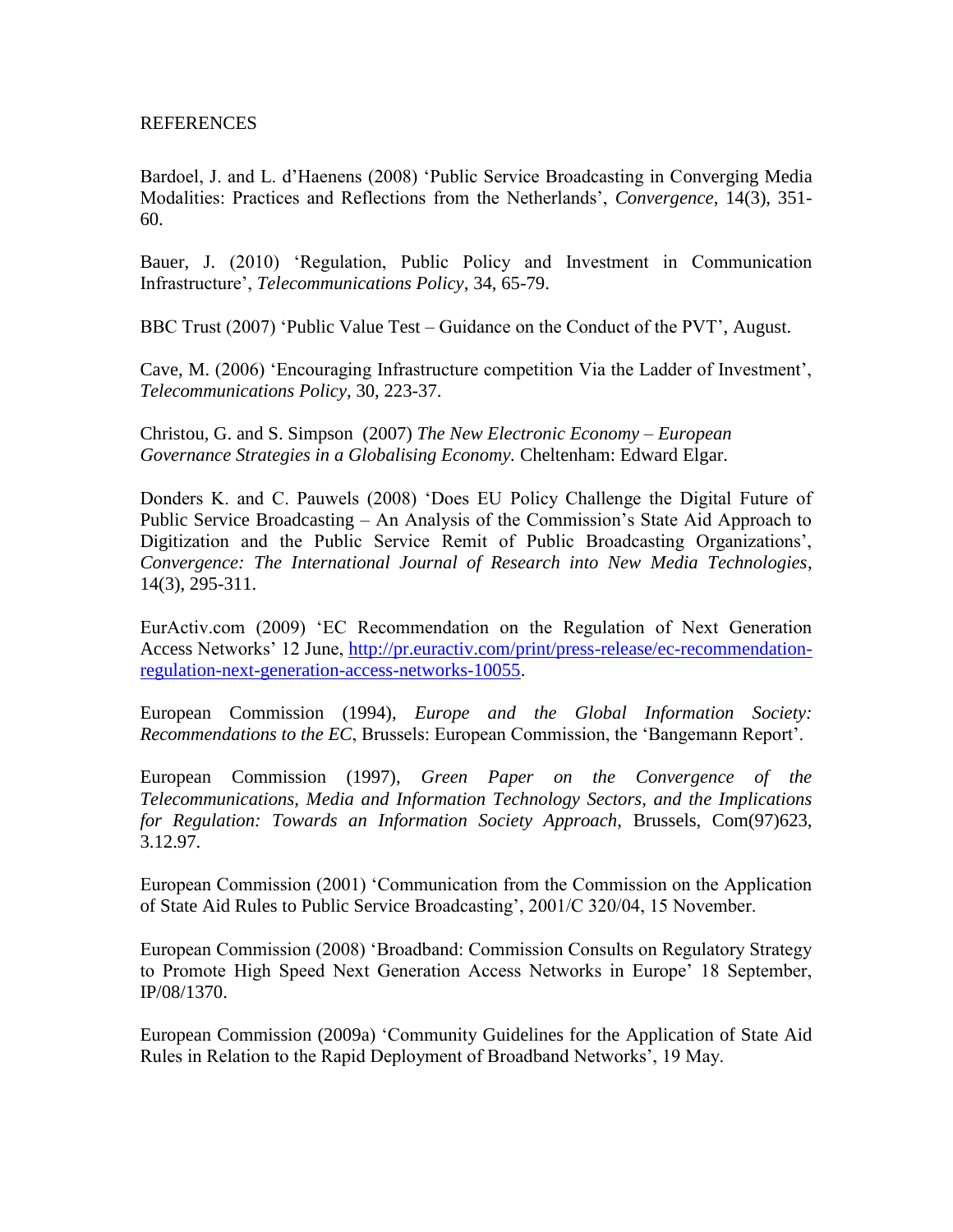REFERENCES

Bardoel, J. and L. d'Haenens (2008) 'Public Service Broadcasting in Converging Media Modalities: Practices and Reflections from the Netherlands', *Convergence*, 14(3), 351-60.

Bauer, J. (2010) 'Regulation, Public Policy and Investment in Communication Infrastructure', *Telecommunications Policy*, 34, 65-79.

BBC Trust (2007) 'Public Value Test – Guidance on the Conduct of the PVT', August.

Cave, M. (2006) 'Encouraging Infrastructure competition Via the Ladder of Investment', *Telecommunications Policy*, 30, 223-37.

Christou, G. and S. Simpson (2007) *The New Electronic Economy – European Governance Strategies in a Globalising Economy.* Cheltenham: Edward Elgar.

Donders K. and C. Pauwels (2008) 'Does EU Policy Challenge the Digital Future of Public Service Broadcasting – An Analysis of the Commission's State Aid Approach to Digitization and the Public Service Remit of Public Broadcasting Organizations', *Convergence: The International Journal of Research into New Media Technologies*, 14(3), 295-311.

EurActiv.com (2009) 'EC Recommendation on the Regulation of Next Generation Access Networks' 12 June, [http://pr.euractiv.com/print/press-release/ec-recommendation-regulation-next-generation-access-networks-10055](http://pr.euractiv.com/print/press-release/ec-recommendation-regulation-next-generation-access-networks-10055).

European Commission (1994), *Europe and the Global Information Society: Recommendations to the EC*, Brussels: European Commission, the 'Bangemann Report'.

European Commission (1997), *Green Paper on the Convergence of the Telecommunications, Media and Information Technology Sectors, and the Implications for Regulation: Towards an Information Society Approach*, Brussels, Com(97)623, 3.12.97.

European Commission (2001) 'Communication from the Commission on the Application of State Aid Rules to Public Service Broadcasting', 2001/C 320/04, 15 November.

European Commission (2008) 'Broadband: Commission Consults on Regulatory Strategy to Promote High Speed Next Generation Access Networks in Europe' 18 September, IP/08/1370.

European Commission (2009a) 'Community Guidelines for the Application of State Aid Rules in Relation to the Rapid Deployment of Broadband Networks', 19 May.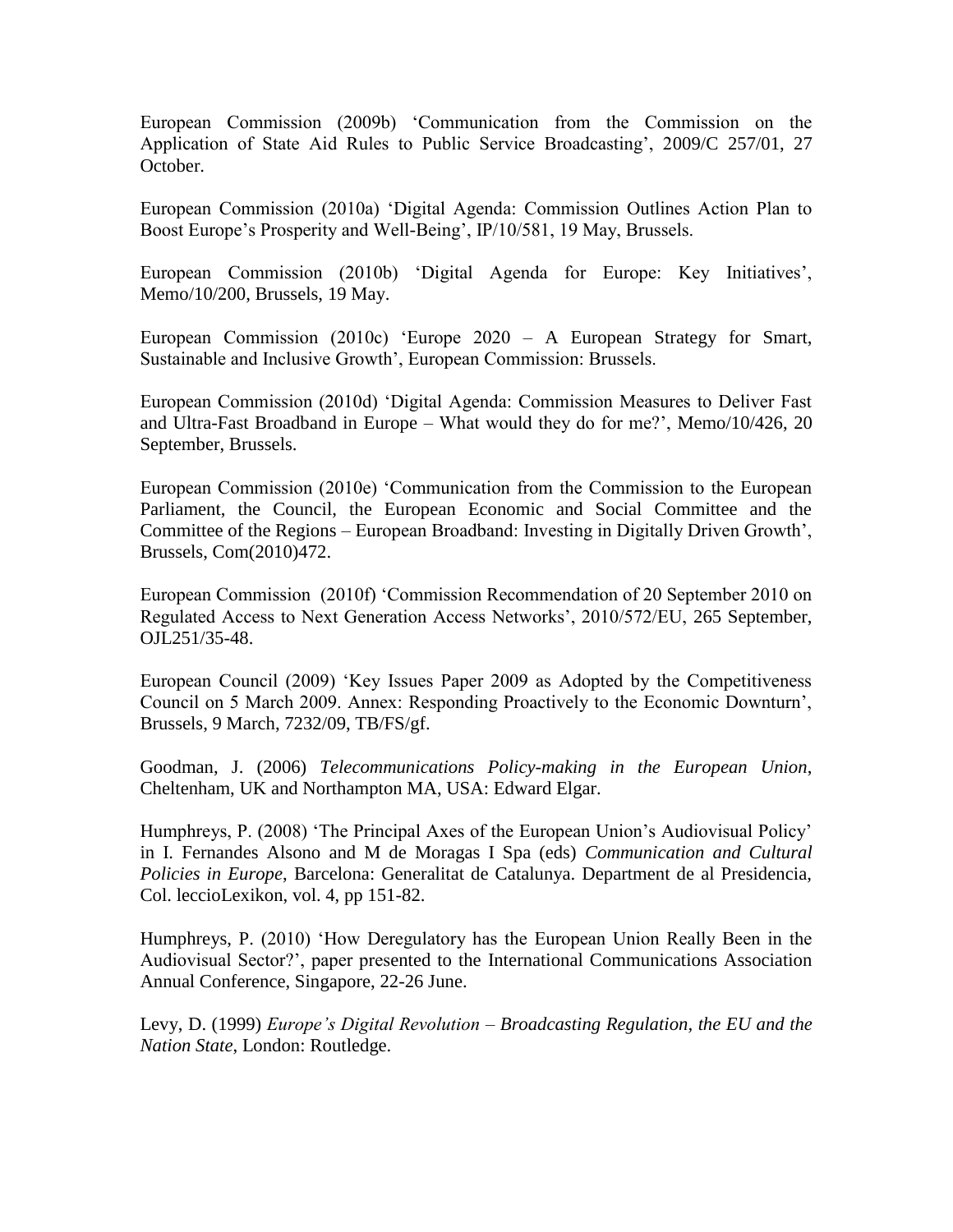European Commission (2009b) 'Communication from the Commission on the Application of State Aid Rules to Public Service Broadcasting', 2009/C 257/01, 27 October.

European Commission (2010a) 'Digital Agenda: Commission Outlines Action Plan to Boost Europe's Prosperity and Well-Being', IP/10/581, 19 May, Brussels.

European Commission (2010b) 'Digital Agenda for Europe: Key Initiatives', Memo/10/200, Brussels, 19 May.

European Commission (2010c) 'Europe 2020 – A European Strategy for Smart, Sustainable and Inclusive Growth', European Commission: Brussels.

European Commission (2010d) 'Digital Agenda: Commission Measures to Deliver Fast and Ultra-Fast Broadband in Europe – What would they do for me?', Memo/10/426, 20 September, Brussels.

European Commission (2010e) 'Communication from the Commission to the European Parliament, the Council, the European Economic and Social Committee and the Committee of the Regions – European Broadband: Investing in Digitally Driven Growth', Brussels, Com(2010)472.

European Commission (2010f) 'Commission Recommendation of 20 September 2010 on Regulated Access to Next Generation Access Networks', 2010/572/EU, 265 September, OJL251/35-48.

European Council (2009) 'Key Issues Paper 2009 as Adopted by the Competitiveness Council on 5 March 2009. Annex: Responding Proactively to the Economic Downturn', Brussels, 9 March, 7232/09, TB/FS/gf.

Goodman, J. (2006) *Telecommunications Policy-making in the European Union*, Cheltenham, UK and Northampton MA, USA: Edward Elgar.

Humphreys, P. (2008) 'The Principal Axes of the European Union's Audiovisual Policy' in I. Fernandes Alsono and M de Moragas I Spa (eds) *Communication and Cultural Policies in Europe*, Barcelona: Generalitat de Catalunya. Department de al Presidencia, Col. leccioLexikon, vol. 4, pp 151-82.

Humphreys, P. (2010) 'How Deregulatory has the European Union Really Been in the Audiovisual Sector?', paper presented to the International Communications Association Annual Conference, Singapore, 22-26 June.

Levy, D. (1999) *Europe's Digital Revolution – Broadcasting Regulation, the EU and the Nation State*, London: Routledge.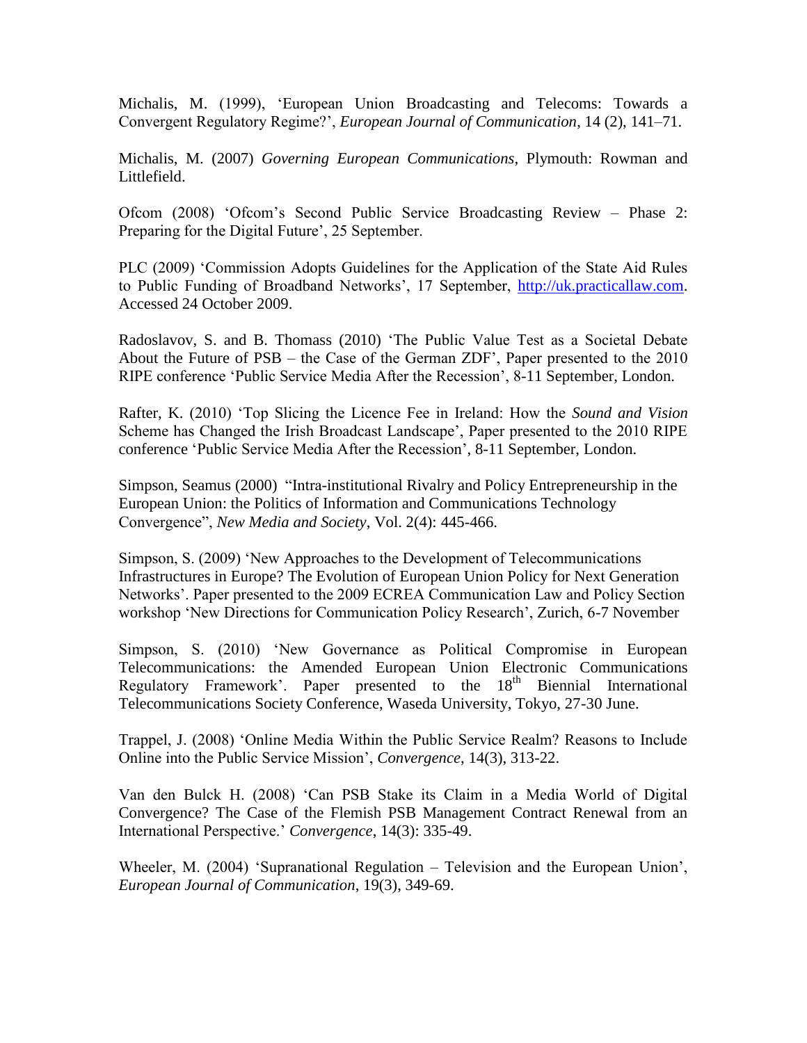Michalis, M. (1999), 'European Union Broadcasting and Telecoms: Towards a Convergent Regulatory Regime?', *European Journal of Communication*, 14 (2), 141–71.

Michalis, M. (2007) *Governing European Communications*, Plymouth: Rowman and Littlefield.

Ofcom (2008) 'Ofcom's Second Public Service Broadcasting Review – Phase 2: Preparing for the Digital Future', 25 September.

PLC (2009) 'Commission Adopts Guidelines for the Application of the State Aid Rules to Public Funding of Broadband Networks', 17 September, http://uk.practicallaw.com. Accessed 24 October 2009.

Radoslavov, S. and B. Thomass (2010) 'The Public Value Test as a Societal Debate About the Future of PSB – the Case of the German ZDF', Paper presented to the 2010 RIPE conference 'Public Service Media After the Recession', 8-11 September, London.

Rafter, K. (2010) 'Top Slicing the Licence Fee in Ireland: How the *Sound and Vision* Scheme has Changed the Irish Broadcast Landscape', Paper presented to the 2010 RIPE conference 'Public Service Media After the Recession', 8-11 September, London.

Simpson, Seamus (2000) "Intra-institutional Rivalry and Policy Entrepreneurship in the European Union: the Politics of Information and Communications Technology Convergence", *New Media and Society*, Vol. 2(4): 445-466.

Simpson, S. (2009) 'New Approaches to the Development of Telecommunications Infrastructures in Europe? The Evolution of European Union Policy for Next Generation Networks'. Paper presented to the 2009 ECREA Communication Law and Policy Section workshop 'New Directions for Communication Policy Research', Zurich, 6-7 November

Simpson, S. (2010) 'New Governance as Political Compromise in European Telecommunications: the Amended European Union Electronic Communications Regulatory Framework'. Paper presented to the 18th Biennial International Telecommunications Society Conference, Waseda University, Tokyo, 27-30 June.

Trappel, J. (2008) 'Online Media Within the Public Service Realm? Reasons to Include Online into the Public Service Mission', *Convergence*, 14(3), 313-22.

Van den Bulck H. (2008) 'Can PSB Stake its Claim in a Media World of Digital Convergence? The Case of the Flemish PSB Management Contract Renewal from an International Perspective.' *Convergence*, 14(3): 335-49.

Wheeler, M. (2004) 'Supranational Regulation – Television and the European Union', *European Journal of Communication*, 19(3), 349-69.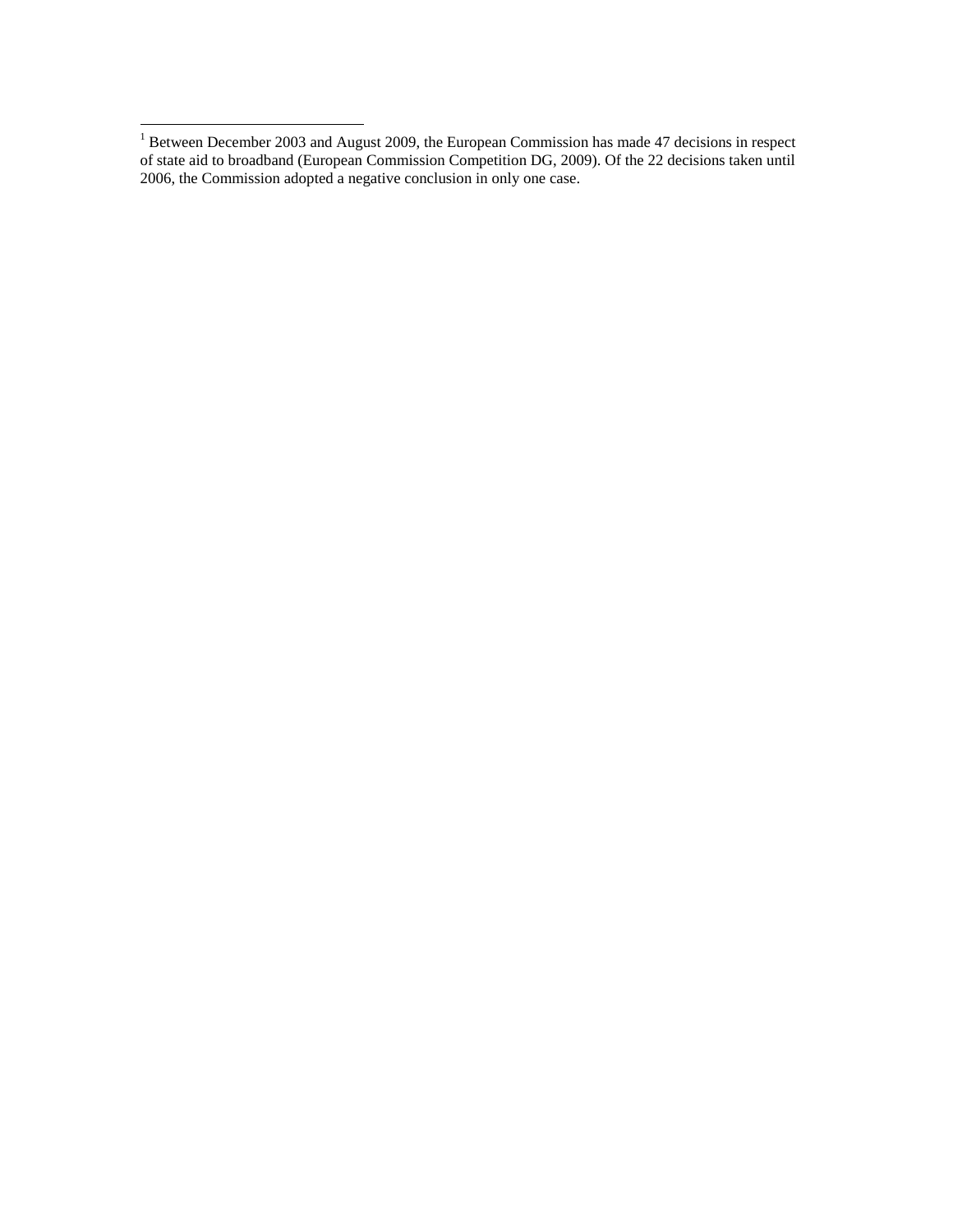[1] Between December 2003 and August 2009, the European Commission has made 47 decisions in respect of state aid to broadband (European Commission Competition DG, 2009). Of the 22 decisions taken until 2006, the Commission adopted a negative conclusion in only one case.